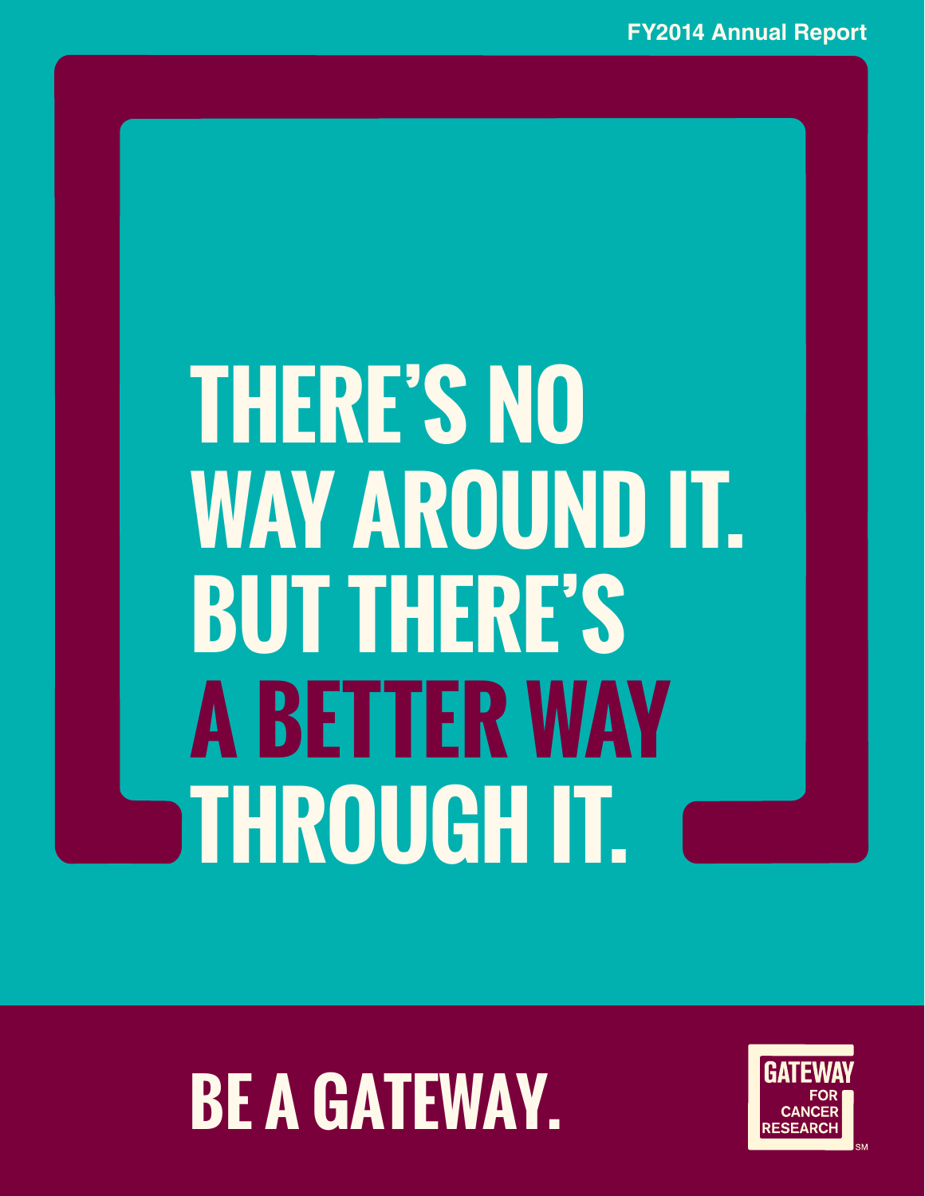FY2014 Annual Report

# THERE'S NO WAY AROUND IT. BUT THERE'S A BETTER WAY THROUGH IT.

## BE A GATEWAY.

GATEWAY FOR CANCER RESEARCH℠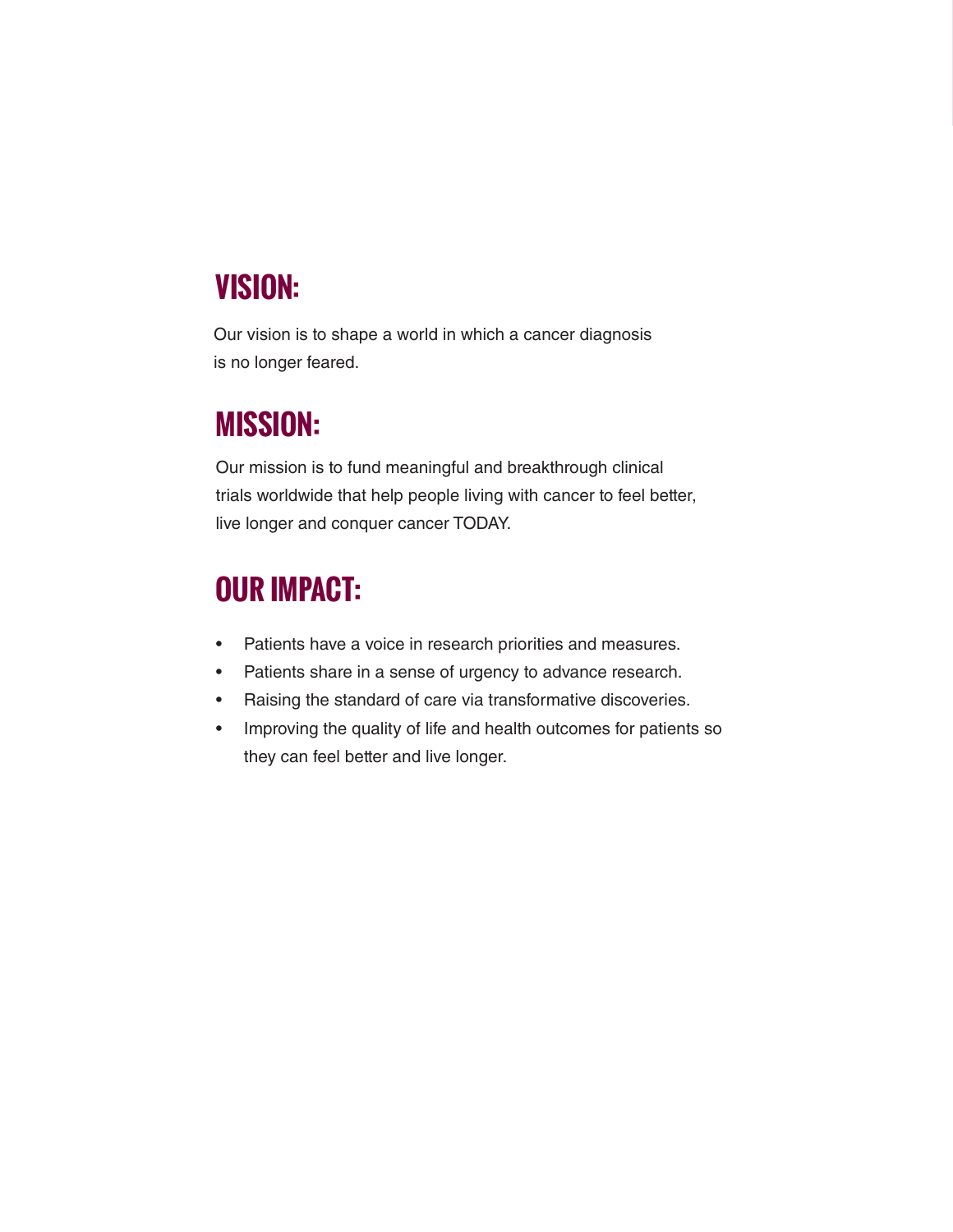## VISION:

Our vision is to shape a world in which a cancer diagnosis is no longer feared.

## MISSION:

Our mission is to fund meaningful and breakthrough clinical trials worldwide that help people living with cancer to feel better, live longer and conquer cancer TODAY.

## OUR IMPACT:

- Patients have a voice in research priorities and measures.
- Patients share in a sense of urgency to advance research.
- Raising the standard of care via transformative discoveries.
- Improving the quality of life and health outcomes for patients so they can feel better and live longer.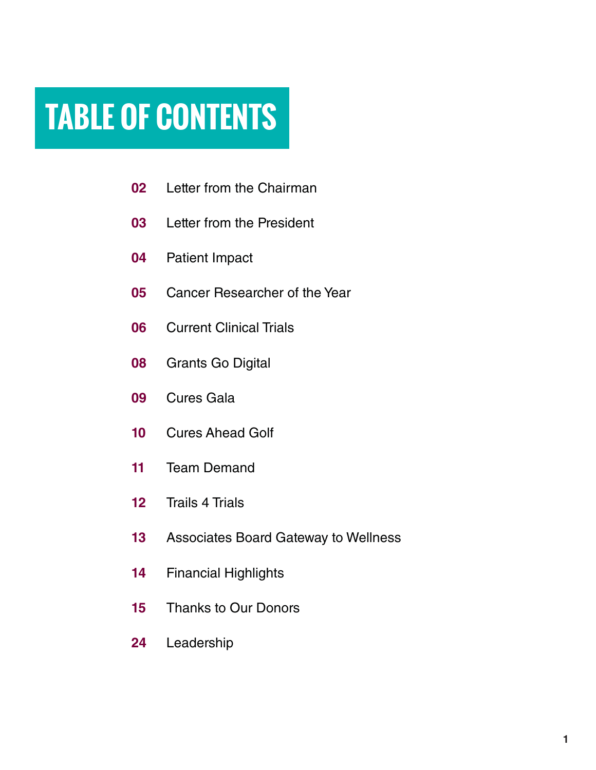# TABLE OF CONTENTS

**02** Letter from the Chairman

**03** Letter from the President

**04** Patient Impact

**05** Cancer Researcher of the Year

**06** Current Clinical Trials

**08** Grants Go Digital

**09** Cures Gala

**10** Cures Ahead Golf

**11** Team Demand

**12** Trails 4 Trials

**13** Associates Board Gateway to Wellness

**14** Financial Highlights

**15** Thanks to Our Donors

**24** Leadership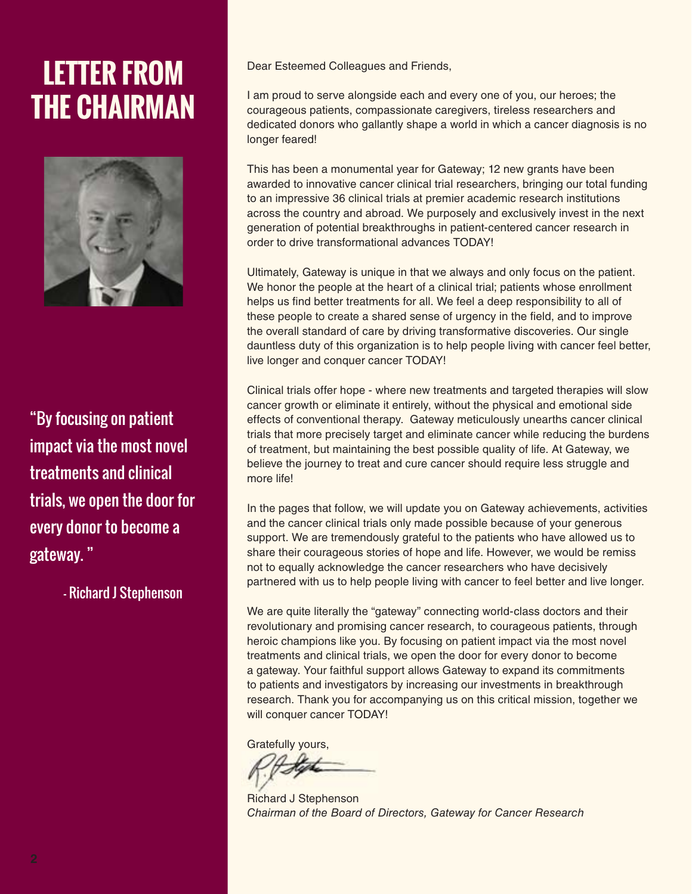# LETTER FROM THE CHAIRMAN

"By focusing on patient impact via the most novel treatments and clinical trials, we open the door for every donor to become a gateway. "

- Richard J Stephenson

Dear Esteemed Colleagues and Friends,

I am proud to serve alongside each and every one of you, our heroes; the courageous patients, compassionate caregivers, tireless researchers and dedicated donors who gallantly shape a world in which a cancer diagnosis is no longer feared!

This has been a monumental year for Gateway; 12 new grants have been awarded to innovative cancer clinical trial researchers, bringing our total funding to an impressive 36 clinical trials at premier academic research institutions across the country and abroad. We purposely and exclusively invest in the next generation of potential breakthroughs in patient-centered cancer research in order to drive transformational advances TODAY!

Ultimately, Gateway is unique in that we always and only focus on the patient. We honor the people at the heart of a clinical trial; patients whose enrollment helps us find better treatments for all. We feel a deep responsibility to all of these people to create a shared sense of urgency in the field, and to improve the overall standard of care by driving transformative discoveries. Our single dauntless duty of this organization is to help people living with cancer feel better, live longer and conquer cancer TODAY!

Clinical trials offer hope - where new treatments and targeted therapies will slow cancer growth or eliminate it entirely, without the physical and emotional side effects of conventional therapy. Gateway meticulously unearths cancer clinical trials that more precisely target and eliminate cancer while reducing the burdens of treatment, but maintaining the best possible quality of life. At Gateway, we believe the journey to treat and cure cancer should require less struggle and more life!

In the pages that follow, we will update you on Gateway achievements, activities and the cancer clinical trials only made possible because of your generous support. We are tremendously grateful to the patients who have allowed us to share their courageous stories of hope and life. However, we would be remiss not to equally acknowledge the cancer researchers who have decisively partnered with us to help people living with cancer to feel better and live longer.

We are quite literally the "gateway" connecting world-class doctors and their revolutionary and promising cancer research, to courageous patients, through heroic champions like you. By focusing on patient impact via the most novel treatments and clinical trials, we open the door for every donor to become a gateway. Your faithful support allows Gateway to expand its commitments to patients and investigators by increasing our investments in breakthrough research. Thank you for accompanying us on this critical mission, together we will conquer cancer TODAY!

Gratefully yours,

Richard J Stephenson
*Chairman of the Board of Directors, Gateway for Cancer Research*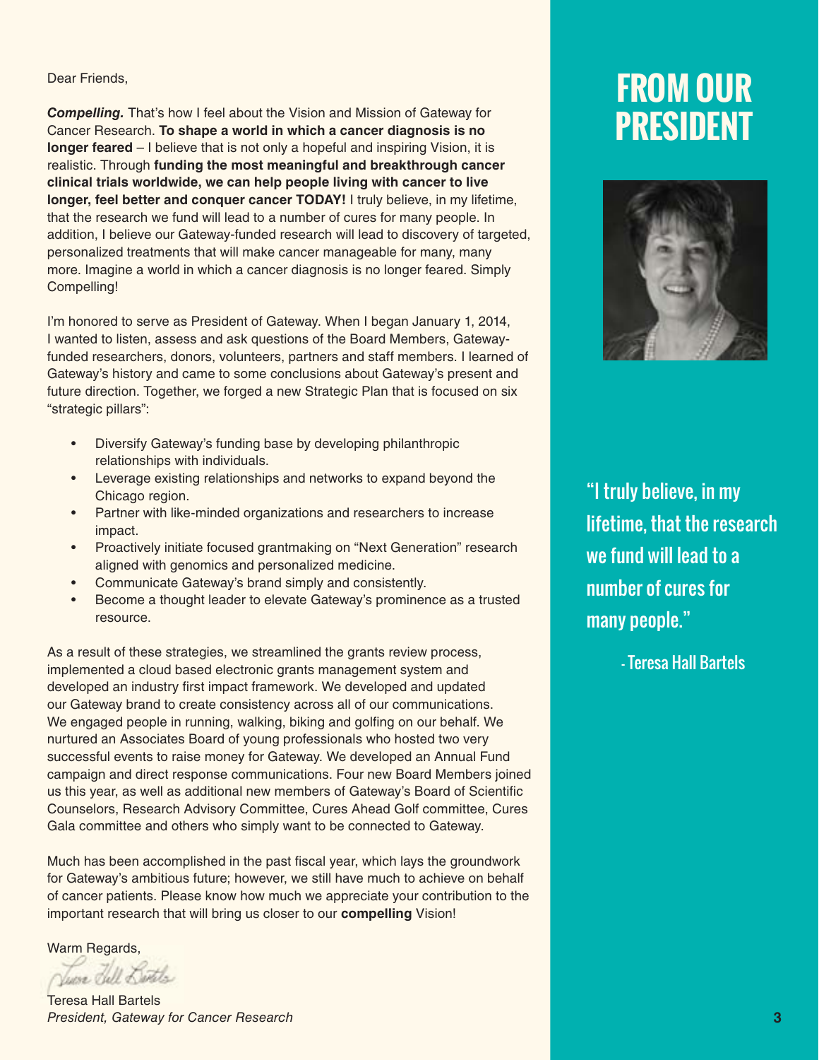# FROM OUR PRESIDENT

Dear Friends,

***Compelling.*** That's how I feel about the Vision and Mission of Gateway for Cancer Research. **To shape a world in which a cancer diagnosis is no longer feared** – I believe that is not only a hopeful and inspiring Vision, it is realistic. Through **funding the most meaningful and breakthrough cancer clinical trials worldwide, we can help people living with cancer to live longer, feel better and conquer cancer TODAY!** I truly believe, in my lifetime, that the research we fund will lead to a number of cures for many people. In addition, I believe our Gateway-funded research will lead to discovery of targeted, personalized treatments that will make cancer manageable for many, many more. Imagine a world in which a cancer diagnosis is no longer feared. Simply Compelling!

I'm honored to serve as President of Gateway. When I began January 1, 2014, I wanted to listen, assess and ask questions of the Board Members, Gateway-funded researchers, donors, volunteers, partners and staff members. I learned of Gateway's history and came to some conclusions about Gateway's present and future direction. Together, we forged a new Strategic Plan that is focused on six "strategic pillars":

- Diversify Gateway's funding base by developing philanthropic relationships with individuals.
- Leverage existing relationships and networks to expand beyond the Chicago region.
- Partner with like-minded organizations and researchers to increase impact.
- Proactively initiate focused grantmaking on "Next Generation" research aligned with genomics and personalized medicine.
- Communicate Gateway's brand simply and consistently.
- Become a thought leader to elevate Gateway's prominence as a trusted resource.

As a result of these strategies, we streamlined the grants review process, implemented a cloud based electronic grants management system and developed an industry first impact framework. We developed and updated our Gateway brand to create consistency across all of our communications. We engaged people in running, walking, biking and golfing on our behalf. We nurtured an Associates Board of young professionals who hosted two very successful events to raise money for Gateway. We developed an Annual Fund campaign and direct response communications. Four new Board Members joined us this year, as well as additional new members of Gateway's Board of Scientific Counselors, Research Advisory Committee, Cures Ahead Golf committee, Cures Gala committee and others who simply want to be connected to Gateway.

Much has been accomplished in the past fiscal year, which lays the groundwork for Gateway's ambitious future; however, we still have much to achieve on behalf of cancer patients. Please know how much we appreciate your contribution to the important research that will bring us closer to our **compelling** Vision!

Warm Regards,

Teresa Hall Bartels
*President, Gateway for Cancer Research*

"I truly believe, in my lifetime, that the research we fund will lead to a number of cures for many people."

- Teresa Hall Bartels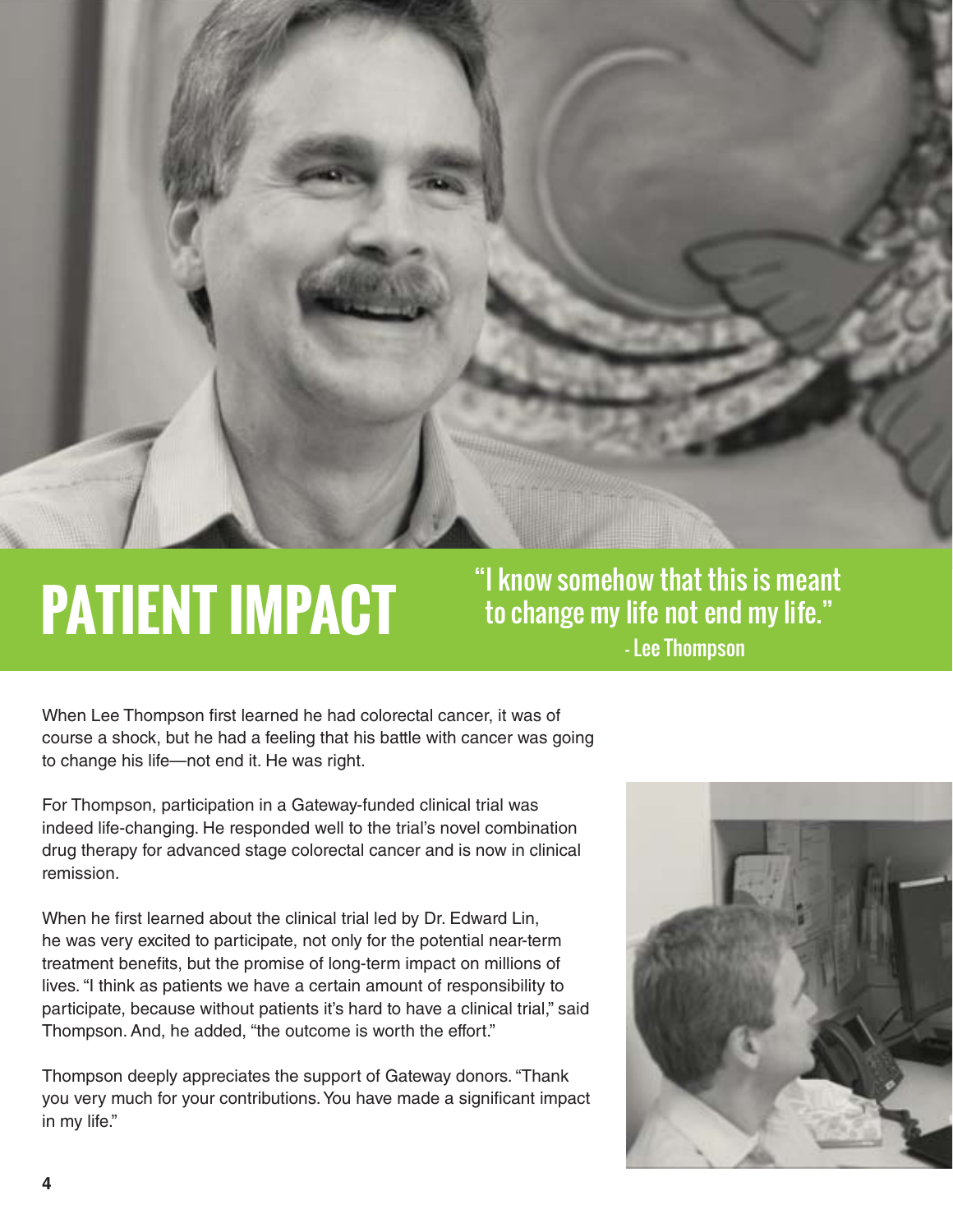# PATIENT IMPACT

"I know somehow that this is meant to change my life not end my life."
- Lee Thompson

When Lee Thompson first learned he had colorectal cancer, it was of course a shock, but he had a feeling that his battle with cancer was going to change his life—not end it. He was right.

For Thompson, participation in a Gateway-funded clinical trial was indeed life-changing. He responded well to the trial's novel combination drug therapy for advanced stage colorectal cancer and is now in clinical remission.

When he first learned about the clinical trial led by Dr. Edward Lin, he was very excited to participate, not only for the potential near-term treatment benefits, but the promise of long-term impact on millions of lives. "I think as patients we have a certain amount of responsibility to participate, because without patients it's hard to have a clinical trial," said Thompson. And, he added, "the outcome is worth the effort."

Thompson deeply appreciates the support of Gateway donors. "Thank you very much for your contributions. You have made a significant impact in my life."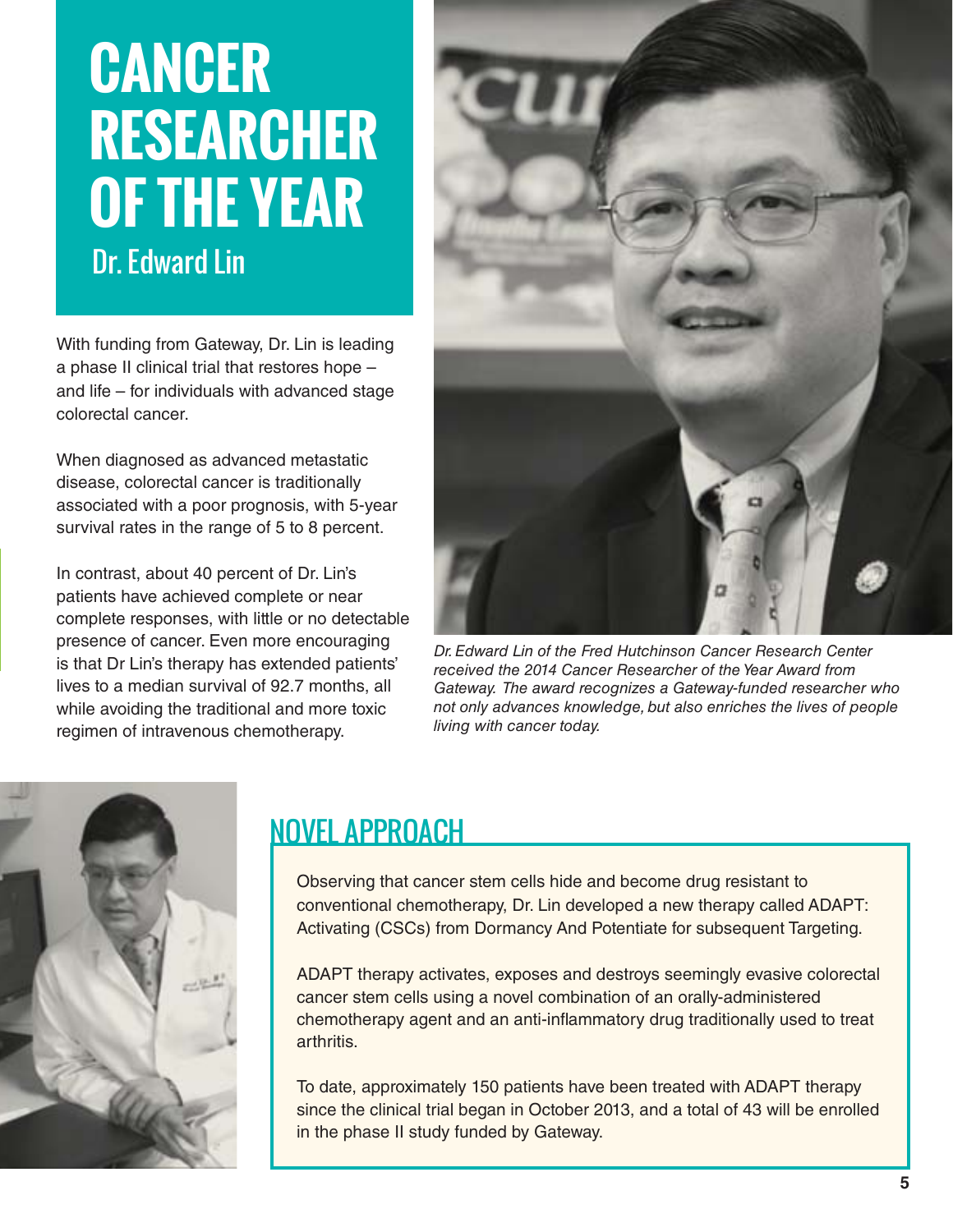# CANCER RESEARCHER OF THE YEAR

## Dr. Edward Lin

With funding from Gateway, Dr. Lin is leading a phase II clinical trial that restores hope – and life – for individuals with advanced stage colorectal cancer.

When diagnosed as advanced metastatic disease, colorectal cancer is traditionally associated with a poor prognosis, with 5-year survival rates in the range of 5 to 8 percent.

In contrast, about 40 percent of Dr. Lin's patients have achieved complete or near complete responses, with little or no detectable presence of cancer. Even more encouraging is that Dr Lin's therapy has extended patients' lives to a median survival of 92.7 months, all while avoiding the traditional and more toxic regimen of intravenous chemotherapy.

*Dr. Edward Lin of the Fred Hutchinson Cancer Research Center received the 2014 Cancer Researcher of the Year Award from Gateway. The award recognizes a Gateway-funded researcher who not only advances knowledge, but also enriches the lives of people living with cancer today.*

## NOVEL APPROACH

Observing that cancer stem cells hide and become drug resistant to conventional chemotherapy, Dr. Lin developed a new therapy called ADAPT: Activating (CSCs) from Dormancy And Potentiate for subsequent Targeting.

ADAPT therapy activates, exposes and destroys seemingly evasive colorectal cancer stem cells using a novel combination of an orally-administered chemotherapy agent and an anti-inflammatory drug traditionally used to treat arthritis.

To date, approximately 150 patients have been treated with ADAPT therapy since the clinical trial began in October 2013, and a total of 43 will be enrolled in the phase II study funded by Gateway.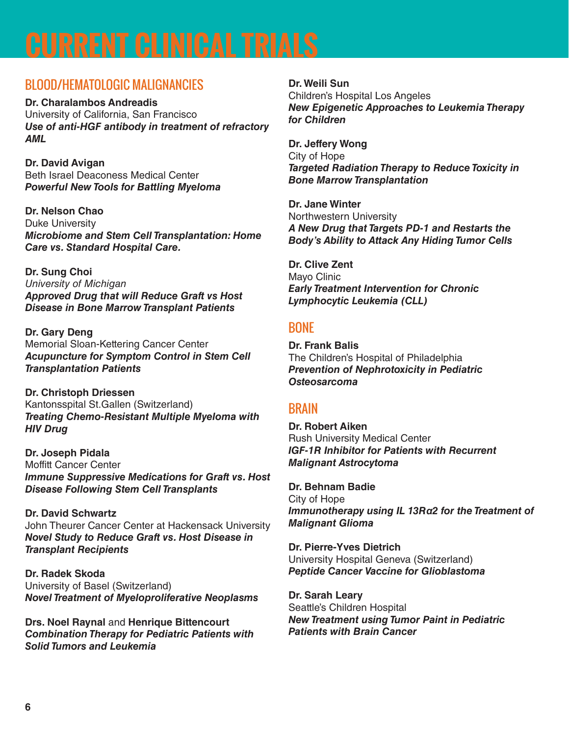# CURRENT CLINICAL TRIALS

## BLOOD/HEMATOLOGIC MALIGNANCIES

**Dr. Charalambos Andreadis**
University of California, San Francisco
***Use of anti-HGF antibody in treatment of refractory AML***

**Dr. David Avigan**
Beth Israel Deaconess Medical Center
***Powerful New Tools for Battling Myeloma***

**Dr. Nelson Chao**
Duke University
***Microbiome and Stem Cell Transplantation: Home Care vs. Standard Hospital Care.***

**Dr. Sung Choi**
*University of Michigan*
***Approved Drug that will Reduce Graft vs Host Disease in Bone Marrow Transplant Patients***

**Dr. Gary Deng**
Memorial Sloan-Kettering Cancer Center
***Acupuncture for Symptom Control in Stem Cell Transplantation Patients***

**Dr. Christoph Driessen**
Kantonsspital St.Gallen (Switzerland)
***Treating Chemo-Resistant Multiple Myeloma with HIV Drug***

**Dr. Joseph Pidala**
Moffitt Cancer Center
***Immune Suppressive Medications for Graft vs. Host Disease Following Stem Cell Transplants***

**Dr. David Schwartz**
John Theurer Cancer Center at Hackensack University
***Novel Study to Reduce Graft vs. Host Disease in Transplant Recipients***

**Dr. Radek Skoda**
University of Basel (Switzerland)
***Novel Treatment of Myeloproliferative Neoplasms***

**Drs. Noel Raynal** and **Henrique Bittencourt**
***Combination Therapy for Pediatric Patients with Solid Tumors and Leukemia***

**Dr. Weili Sun**
Children's Hospital Los Angeles
***New Epigenetic Approaches to Leukemia Therapy for Children***

**Dr. Jeffery Wong**
City of Hope
***Targeted Radiation Therapy to Reduce Toxicity in Bone Marrow Transplantation***

**Dr. Jane Winter**
Northwestern University
***A New Drug that Targets PD-1 and Restarts the Body's Ability to Attack Any Hiding Tumor Cells***

**Dr. Clive Zent**
Mayo Clinic
***Early Treatment Intervention for Chronic Lymphocytic Leukemia (CLL)***

## BONE

**Dr. Frank Balis**
The Children's Hospital of Philadelphia
***Prevention of Nephrotoxicity in Pediatric Osteosarcoma***

## BRAIN

**Dr. Robert Aiken**
Rush University Medical Center
***IGF-1R Inhibitor for Patients with Recurrent Malignant Astrocytoma***

**Dr. Behnam Badie**
City of Hope
***Immunotherapy using IL 13Rα2 for the Treatment of Malignant Glioma***

**Dr. Pierre-Yves Dietrich**
University Hospital Geneva (Switzerland)
***Peptide Cancer Vaccine for Glioblastoma***

**Dr. Sarah Leary**
Seattle's Children Hospital
***New Treatment using Tumor Paint in Pediatric Patients with Brain Cancer***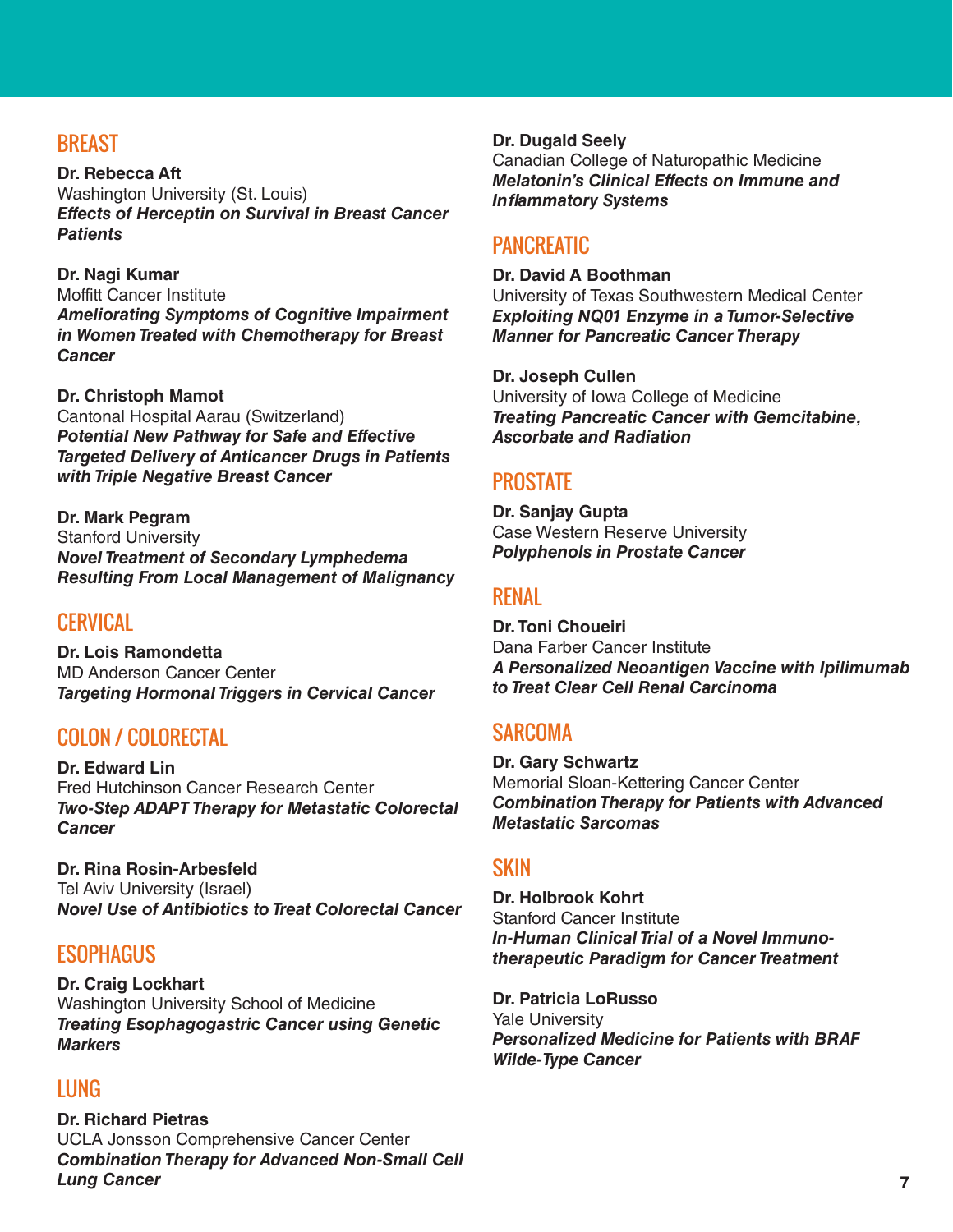## BREAST

**Dr. Rebecca Aft**
Washington University (St. Louis)
***Effects of Herceptin on Survival in Breast Cancer Patients***

**Dr. Nagi Kumar**
Moffitt Cancer Institute
***Ameliorating Symptoms of Cognitive Impairment in Women Treated with Chemotherapy for Breast Cancer***

**Dr. Christoph Mamot**
Cantonal Hospital Aarau (Switzerland)
***Potential New Pathway for Safe and Effective Targeted Delivery of Anticancer Drugs in Patients with Triple Negative Breast Cancer***

**Dr. Mark Pegram**
Stanford University
***Novel Treatment of Secondary Lymphedema Resulting From Local Management of Malignancy***

## CERVICAL

**Dr. Lois Ramondetta**
MD Anderson Cancer Center
***Targeting Hormonal Triggers in Cervical Cancer***

## COLON / COLORECTAL

**Dr. Edward Lin**
Fred Hutchinson Cancer Research Center
***Two-Step ADAPT Therapy for Metastatic Colorectal Cancer***

**Dr. Rina Rosin-Arbesfeld**
Tel Aviv University (Israel)
***Novel Use of Antibiotics to Treat Colorectal Cancer***

## ESOPHAGUS

**Dr. Craig Lockhart**
Washington University School of Medicine
***Treating Esophagogastric Cancer using Genetic Markers***

## LUNG

**Dr. Richard Pietras**
UCLA Jonsson Comprehensive Cancer Center
***Combination Therapy for Advanced Non-Small Cell Lung Cancer***

**Dr. Dugald Seely**
Canadian College of Naturopathic Medicine
***Melatonin's Clinical Effects on Immune and Inflammatory Systems***

## PANCREATIC

**Dr. David A Boothman**
University of Texas Southwestern Medical Center
***Exploiting NQ01 Enzyme in a Tumor-Selective Manner for Pancreatic Cancer Therapy***

**Dr. Joseph Cullen**
University of Iowa College of Medicine
***Treating Pancreatic Cancer with Gemcitabine, Ascorbate and Radiation***

## PROSTATE

**Dr. Sanjay Gupta**
Case Western Reserve University
***Polyphenols in Prostate Cancer***

## RENAL

**Dr. Toni Choueiri**
Dana Farber Cancer Institute
***A Personalized Neoantigen Vaccine with Ipilimumab to Treat Clear Cell Renal Carcinoma***

## SARCOMA

**Dr. Gary Schwartz**
Memorial Sloan-Kettering Cancer Center
***Combination Therapy for Patients with Advanced Metastatic Sarcomas***

## SKIN

**Dr. Holbrook Kohrt**
Stanford Cancer Institute
***In-Human Clinical Trial of a Novel Immuno-therapeutic Paradigm for Cancer Treatment***

**Dr. Patricia LoRusso**
Yale University
***Personalized Medicine for Patients with BRAF Wilde-Type Cancer***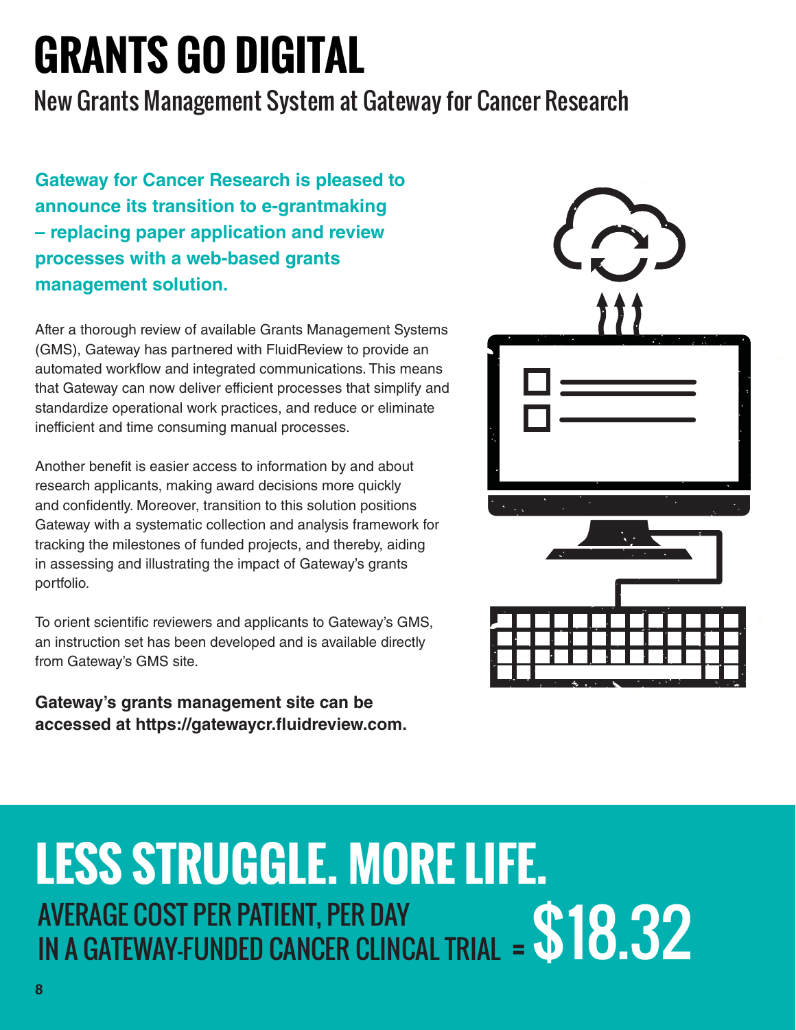# GRANTS GO DIGITAL

## New Grants Management System at Gateway for Cancer Research

**Gateway for Cancer Research is pleased to announce its transition to e-grantmaking – replacing paper application and review processes with a web-based grants management solution.**

After a thorough review of available Grants Management Systems (GMS), Gateway has partnered with FluidReview to provide an automated workflow and integrated communications. This means that Gateway can now deliver efficient processes that simplify and standardize operational work practices, and reduce or eliminate inefficient and time consuming manual processes.

Another benefit is easier access to information by and about research applicants, making award decisions more quickly and confidently. Moreover, transition to this solution positions Gateway with a systematic collection and analysis framework for tracking the milestones of funded projects, and thereby, aiding in assessing and illustrating the impact of Gateway's grants portfolio.

To orient scientific reviewers and applicants to Gateway's GMS, an instruction set has been developed and is available directly from Gateway's GMS site.

**Gateway's grants management site can be accessed at https://gatewaycr.fluidreview.com.**

# LESS STRUGGLE. MORE LIFE.

AVERAGE COST PER PATIENT, PER DAY IN A GATEWAY-FUNDED CANCER CLINCAL TRIAL = $18.32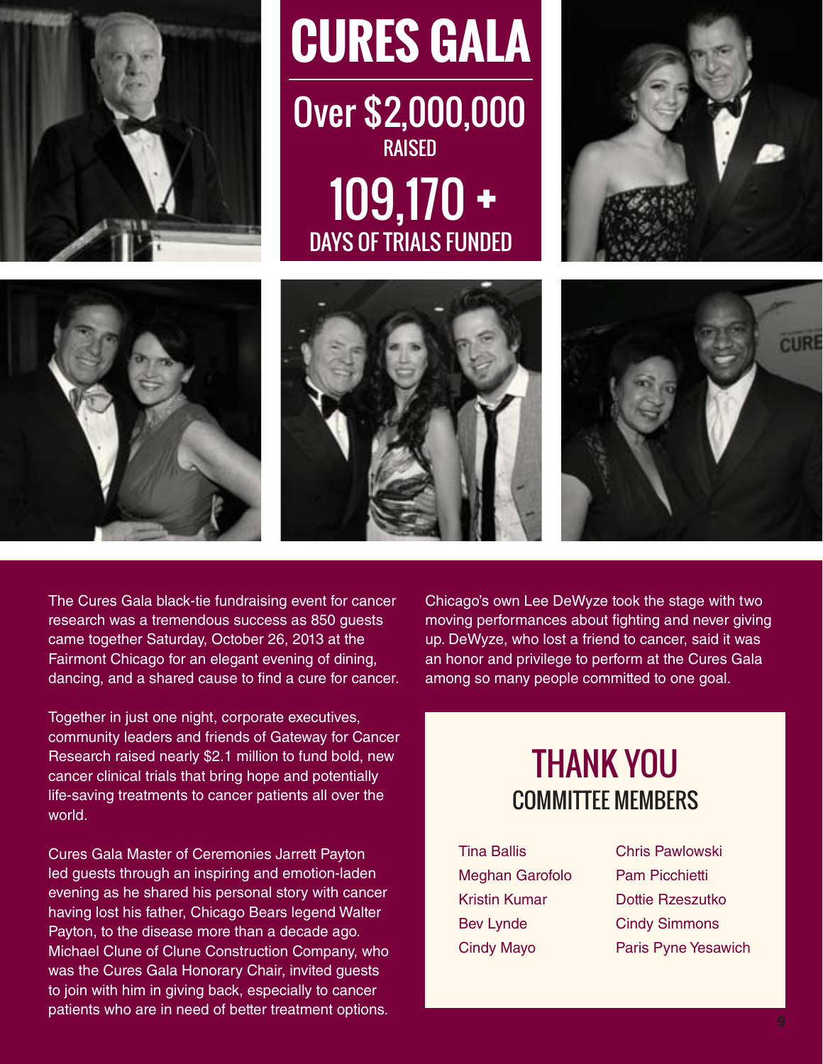# CURES GALA

## Over $2,000,000
RAISED

## 109,170 +
DAYS OF TRIALS FUNDED

The Cures Gala black-tie fundraising event for cancer research was a tremendous success as 850 guests came together Saturday, October 26, 2013 at the Fairmont Chicago for an elegant evening of dining, dancing, and a shared cause to find a cure for cancer.

Together in just one night, corporate executives, community leaders and friends of Gateway for Cancer Research raised nearly $2.1 million to fund bold, new cancer clinical trials that bring hope and potentially life-saving treatments to cancer patients all over the world.

Cures Gala Master of Ceremonies Jarrett Payton led guests through an inspiring and emotion-laden evening as he shared his personal story with cancer having lost his father, Chicago Bears legend Walter Payton, to the disease more than a decade ago. Michael Clune of Clune Construction Company, who was the Cures Gala Honorary Chair, invited guests to join with him in giving back, especially to cancer patients who are in need of better treatment options.

Chicago's own Lee DeWyze took the stage with two moving performances about fighting and never giving up. DeWyze, who lost a friend to cancer, said it was an honor and privilege to perform at the Cures Gala among so many people committed to one goal.

## THANK YOU
### COMMITTEE MEMBERS

- Tina Ballis
- Meghan Garofolo
- Kristin Kumar
- Bev Lynde
- Cindy Mayo
- Chris Pawlowski
- Pam Picchietti
- Dottie Rzeszutko
- Cindy Simmons
- Paris Pyne Yesawich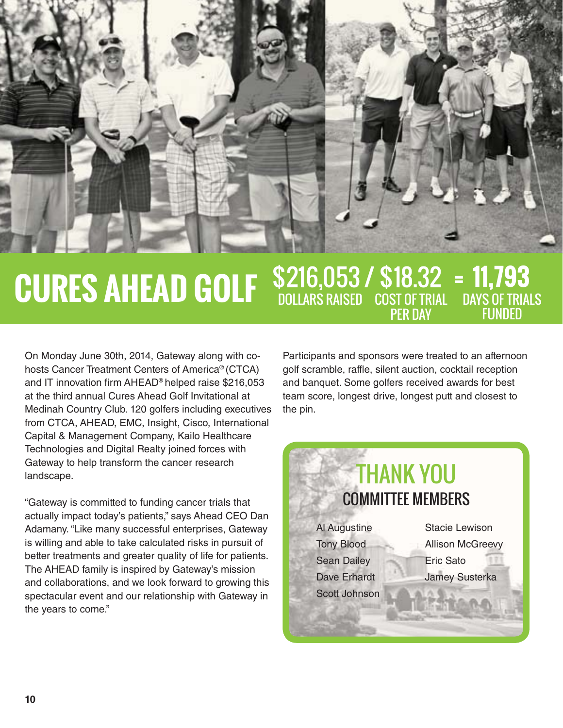# CURES AHEAD GOLF

**$216,053** DOLLARS RAISED / **$18.32** COST OF TRIAL PER DAY = **11,793** DAYS OF TRIALS FUNDED

On Monday June 30th, 2014, Gateway along with co-hosts Cancer Treatment Centers of America® (CTCA) and IT innovation firm AHEAD® helped raise $216,053 at the third annual Cures Ahead Golf Invitational at Medinah Country Club. 120 golfers including executives from CTCA, AHEAD, EMC, Insight, Cisco, International Capital & Management Company, Kailo Healthcare Technologies and Digital Realty joined forces with Gateway to help transform the cancer research landscape.

"Gateway is committed to funding cancer trials that actually impact today's patients," says Ahead CEO Dan Adamany. "Like many successful enterprises, Gateway is willing and able to take calculated risks in pursuit of better treatments and greater quality of life for patients. The AHEAD family is inspired by Gateway's mission and collaborations, and we look forward to growing this spectacular event and our relationship with Gateway in the years to come."

Participants and sponsors were treated to an afternoon golf scramble, raffle, silent auction, cocktail reception and banquet. Some golfers received awards for best team score, longest drive, longest putt and closest to the pin.

## THANK YOU
### COMMITTEE MEMBERS

- Al Augustine
- Tony Blood
- Sean Dailey
- Dave Erhardt
- Scott Johnson
- Stacie Lewison
- Allison McGreevy
- Eric Sato
- Jamey Susterka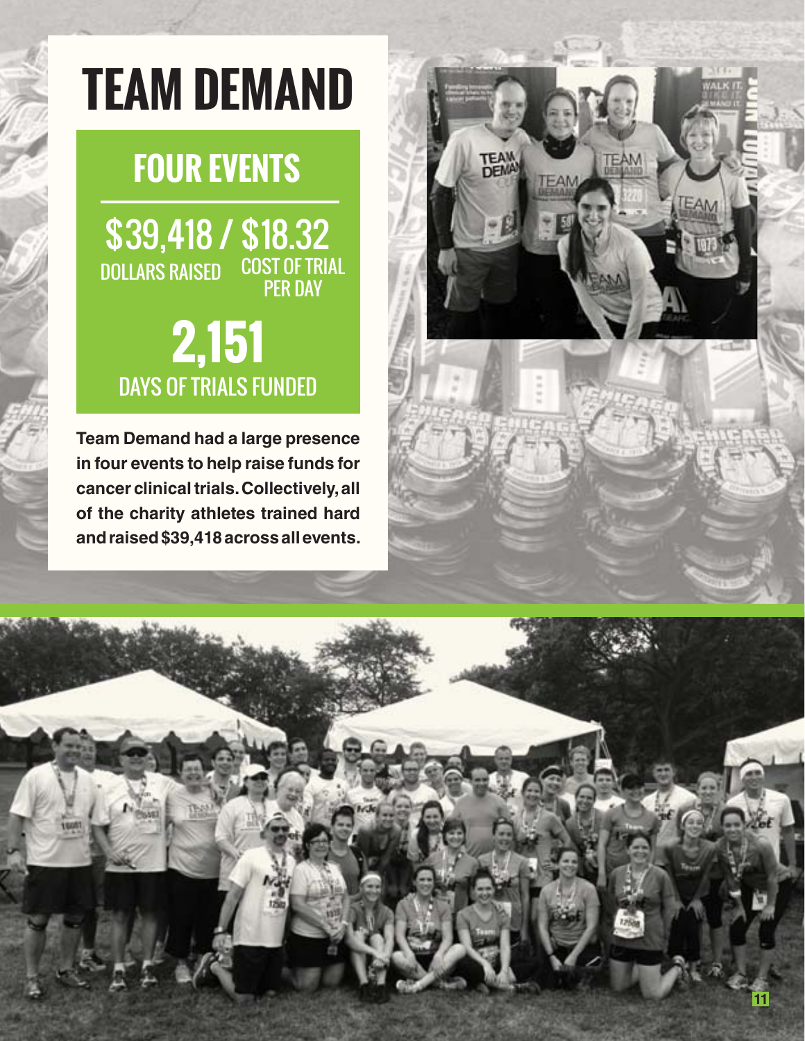# TEAM DEMAND

## FOUR EVENTS

**$39,418** DOLLARS RAISED / **$18.32** COST OF TRIAL PER DAY

**2,151** DAYS OF TRIALS FUNDED

**Team Demand had a large presence in four events to help raise funds for cancer clinical trials. Collectively, all of the charity athletes trained hard and raised $39,418 across all events.**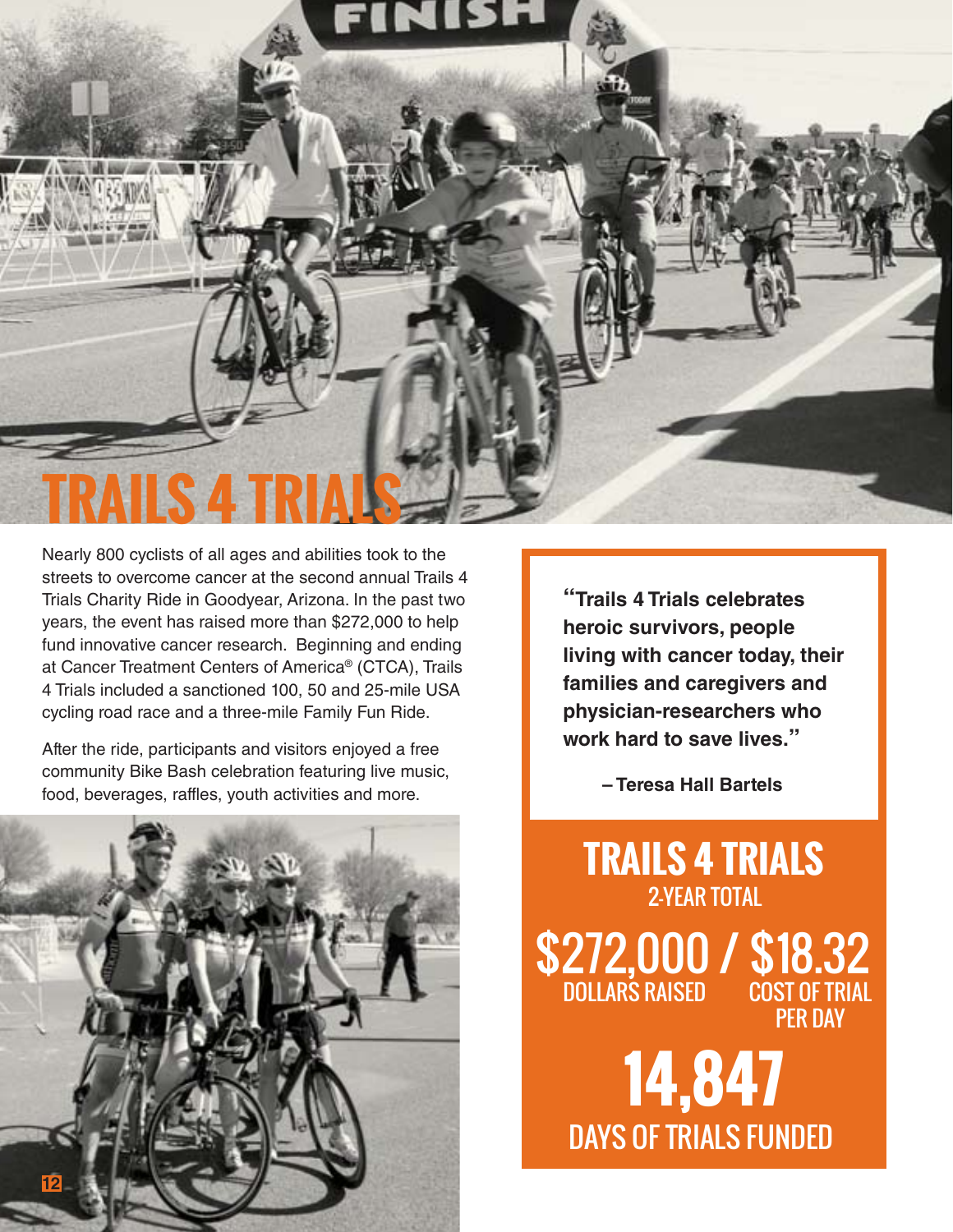# TRAILS 4 TRIALS

Nearly 800 cyclists of all ages and abilities took to the streets to overcome cancer at the second annual Trails 4 Trials Charity Ride in Goodyear, Arizona. In the past two years, the event has raised more than $272,000 to help fund innovative cancer research. Beginning and ending at Cancer Treatment Centers of America® (CTCA), Trails 4 Trials included a sanctioned 100, 50 and 25-mile USA cycling road race and a three-mile Family Fun Ride.

After the ride, participants and visitors enjoyed a free community Bike Bash celebration featuring live music, food, beverages, raffles, youth activities and more.

> **"Trails 4 Trials celebrates heroic survivors, people living with cancer today, their families and caregivers and physician-researchers who work hard to save lives."**
>
> **– Teresa Hall Bartels**

## TRAILS 4 TRIALS

2-YEAR TOTAL

**$272,000** DOLLARS RAISED / **$18.32** COST OF TRIAL PER DAY

**14,847** DAYS OF TRIALS FUNDED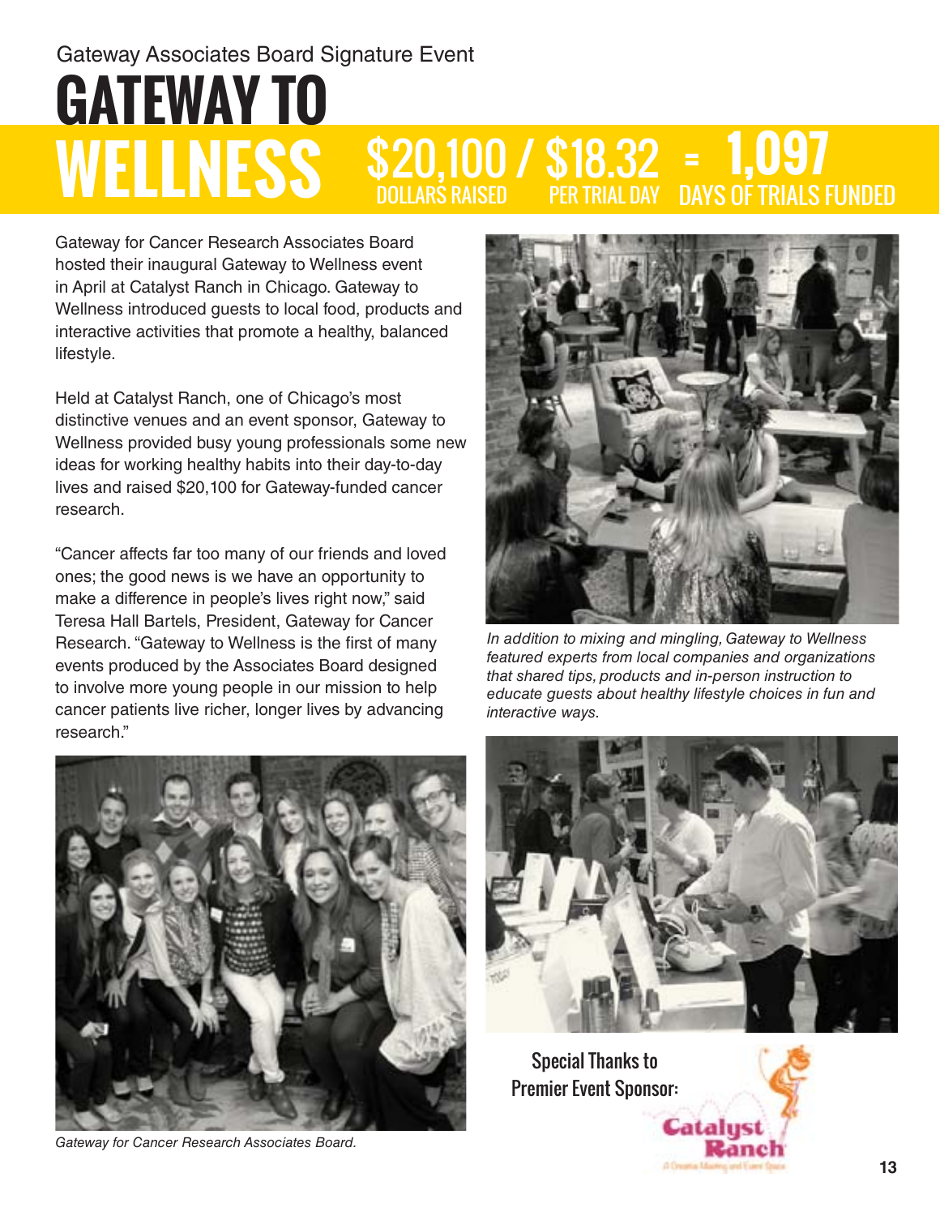Gateway Associates Board Signature Event

# GATEWAY TO WELLNESS

**$20,100** DOLLARS RAISED / **$18.32** PER TRIAL DAY = **1,097** DAYS OF TRIALS FUNDED

Gateway for Cancer Research Associates Board hosted their inaugural Gateway to Wellness event in April at Catalyst Ranch in Chicago. Gateway to Wellness introduced guests to local food, products and interactive activities that promote a healthy, balanced lifestyle.

Held at Catalyst Ranch, one of Chicago's most distinctive venues and an event sponsor, Gateway to Wellness provided busy young professionals some new ideas for working healthy habits into their day-to-day lives and raised $20,100 for Gateway-funded cancer research.

"Cancer affects far too many of our friends and loved ones; the good news is we have an opportunity to make a difference in people's lives right now," said Teresa Hall Bartels, President, Gateway for Cancer Research. "Gateway to Wellness is the first of many events produced by the Associates Board designed to involve more young people in our mission to help cancer patients live richer, longer lives by advancing research."

*In addition to mixing and mingling, Gateway to Wellness featured experts from local companies and organizations that shared tips, products and in-person instruction to educate guests about healthy lifestyle choices in fun and interactive ways.*

*Gateway for Cancer Research Associates Board.*

Special Thanks to Premier Event Sponsor:

Catalyst Ranch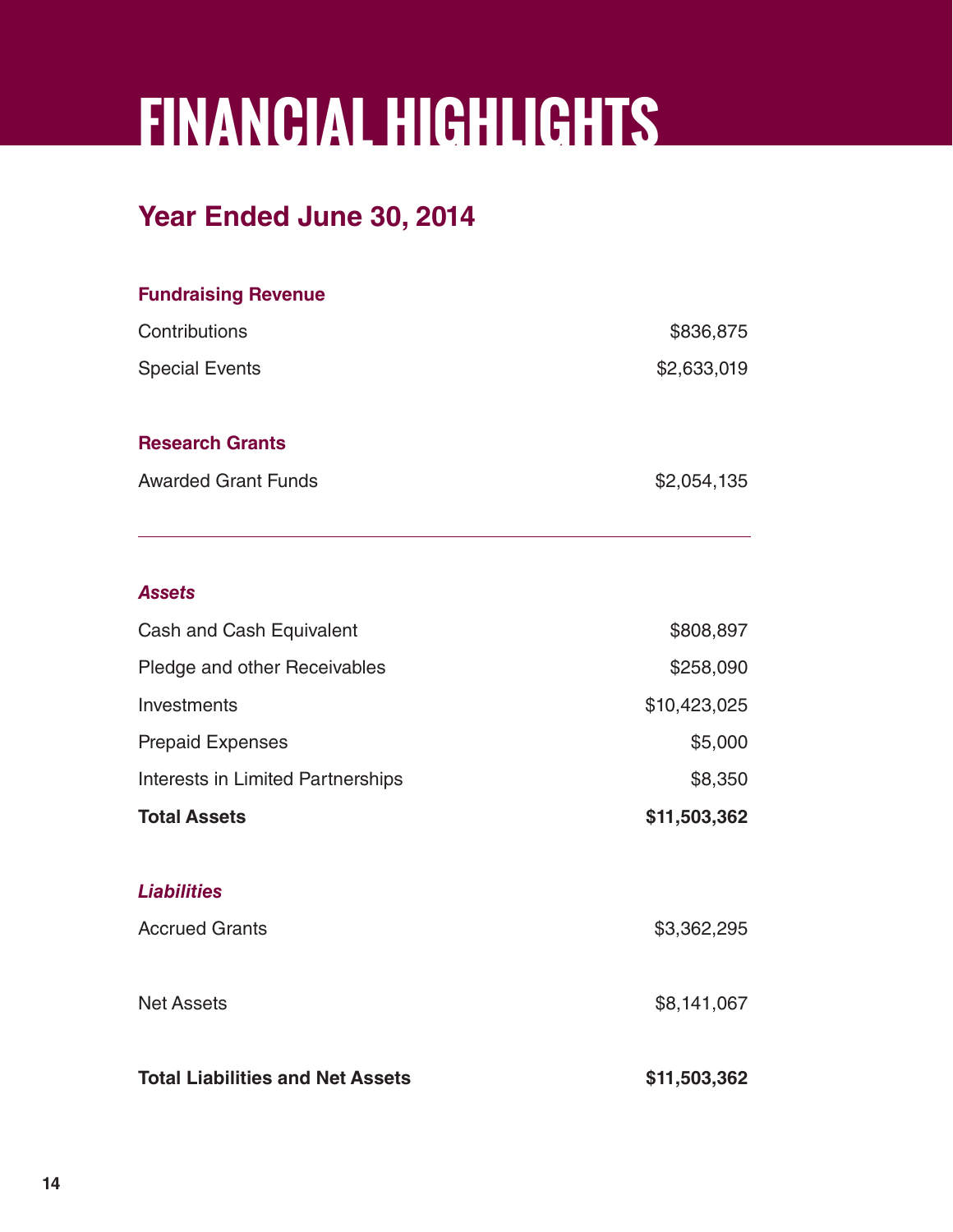# FINANCIAL HIGHLIGHTS

## Year Ended June 30, 2014

### Fundraising Revenue

| | |
|---|---|
| Contributions | $836,875 |
| Special Events | $2,633,019 |

### Research Grants

| | |
|---|---|
| Awarded Grant Funds | $2,054,135 |

---

### *Assets*

| | |
|---|---|
| Cash and Cash Equivalent | $808,897 |
| Pledge and other Receivables | $258,090 |
| Investments | $10,423,025 |
| Prepaid Expenses | $5,000 |
| Interests in Limited Partnerships | $8,350 |
| **Total Assets** | **$11,503,362** |

### *Liabilities*

| | |
|---|---|
| Accrued Grants | $3,362,295 |
| Net Assets | $8,141,067 |
| **Total Liabilities and Net Assets** | **$11,503,362** |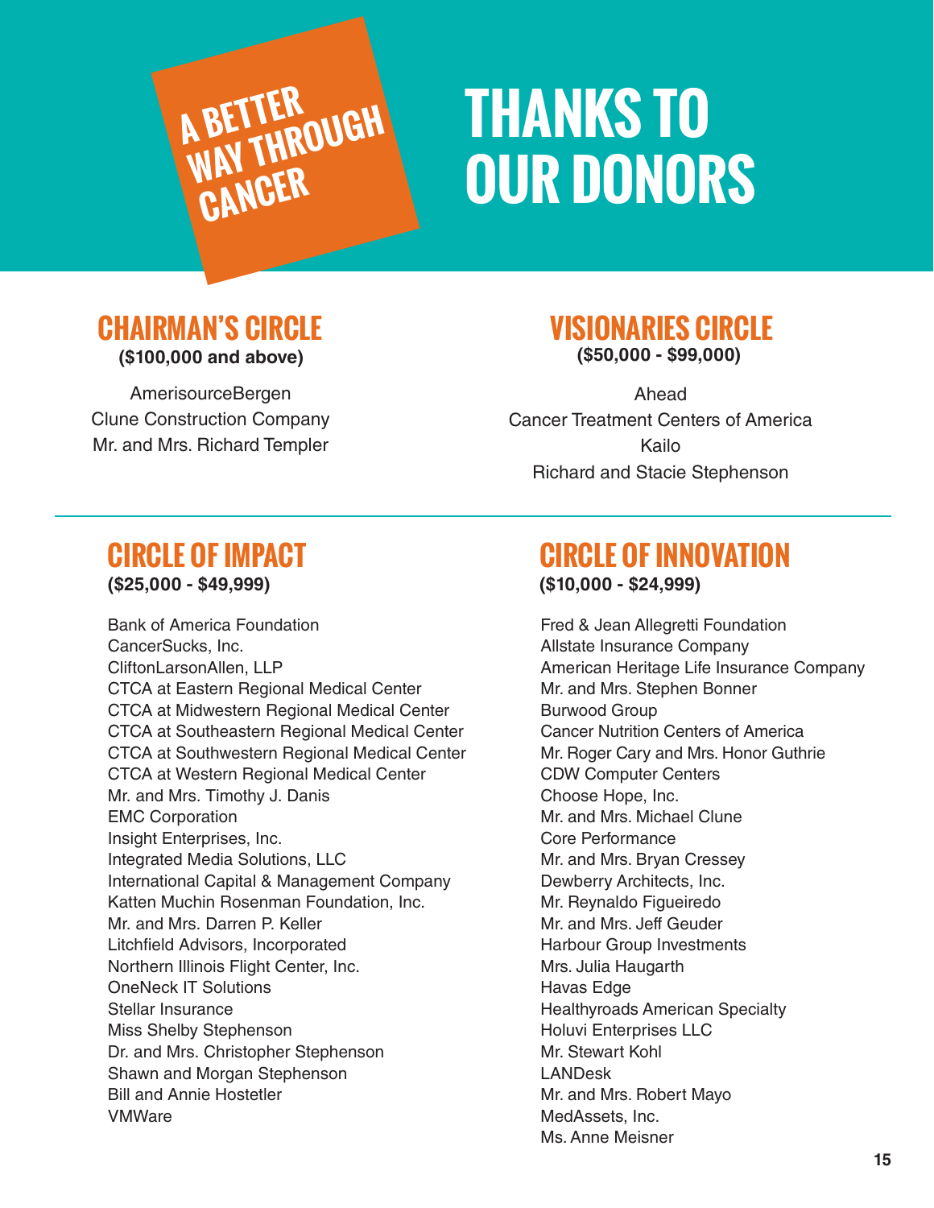A BETTER WAY THROUGH CANCER

# THANKS TO OUR DONORS

## CHAIRMAN'S CIRCLE

**($100,000 and above)**

AmerisourceBergen
Clune Construction Company
Mr. and Mrs. Richard Templer

## VISIONARIES CIRCLE

**($50,000 - $99,000)**

Ahead
Cancer Treatment Centers of America
Kailo
Richard and Stacie Stephenson

## CIRCLE OF IMPACT

**($25,000 - $49,999)**

Bank of America Foundation
CancerSucks, Inc.
CliftonLarsonAllen, LLP
CTCA at Eastern Regional Medical Center
CTCA at Midwestern Regional Medical Center
CTCA at Southeastern Regional Medical Center
CTCA at Southwestern Regional Medical Center
CTCA at Western Regional Medical Center
Mr. and Mrs. Timothy J. Danis
EMC Corporation
Insight Enterprises, Inc.
Integrated Media Solutions, LLC
International Capital & Management Company
Katten Muchin Rosenman Foundation, Inc.
Mr. and Mrs. Darren P. Keller
Litchfield Advisors, Incorporated
Northern Illinois Flight Center, Inc.
OneNeck IT Solutions
Stellar Insurance
Miss Shelby Stephenson
Dr. and Mrs. Christopher Stephenson
Shawn and Morgan Stephenson
Bill and Annie Hostetler
VMWare

## CIRCLE OF INNOVATION

**($10,000 - $24,999)**

Fred & Jean Allegretti Foundation
Allstate Insurance Company
American Heritage Life Insurance Company
Mr. and Mrs. Stephen Bonner
Burwood Group
Cancer Nutrition Centers of America
Mr. Roger Cary and Mrs. Honor Guthrie
CDW Computer Centers
Choose Hope, Inc.
Mr. and Mrs. Michael Clune
Core Performance
Mr. and Mrs. Bryan Cressey
Dewberry Architects, Inc.
Mr. Reynaldo Figueiredo
Mr. and Mrs. Jeff Geuder
Harbour Group Investments
Mrs. Julia Haugarth
Havas Edge
Healthyroads American Specialty
Holuvi Enterprises LLC
Mr. Stewart Kohl
LANDesk
Mr. and Mrs. Robert Mayo
MedAssets, Inc.
Ms. Anne Meisner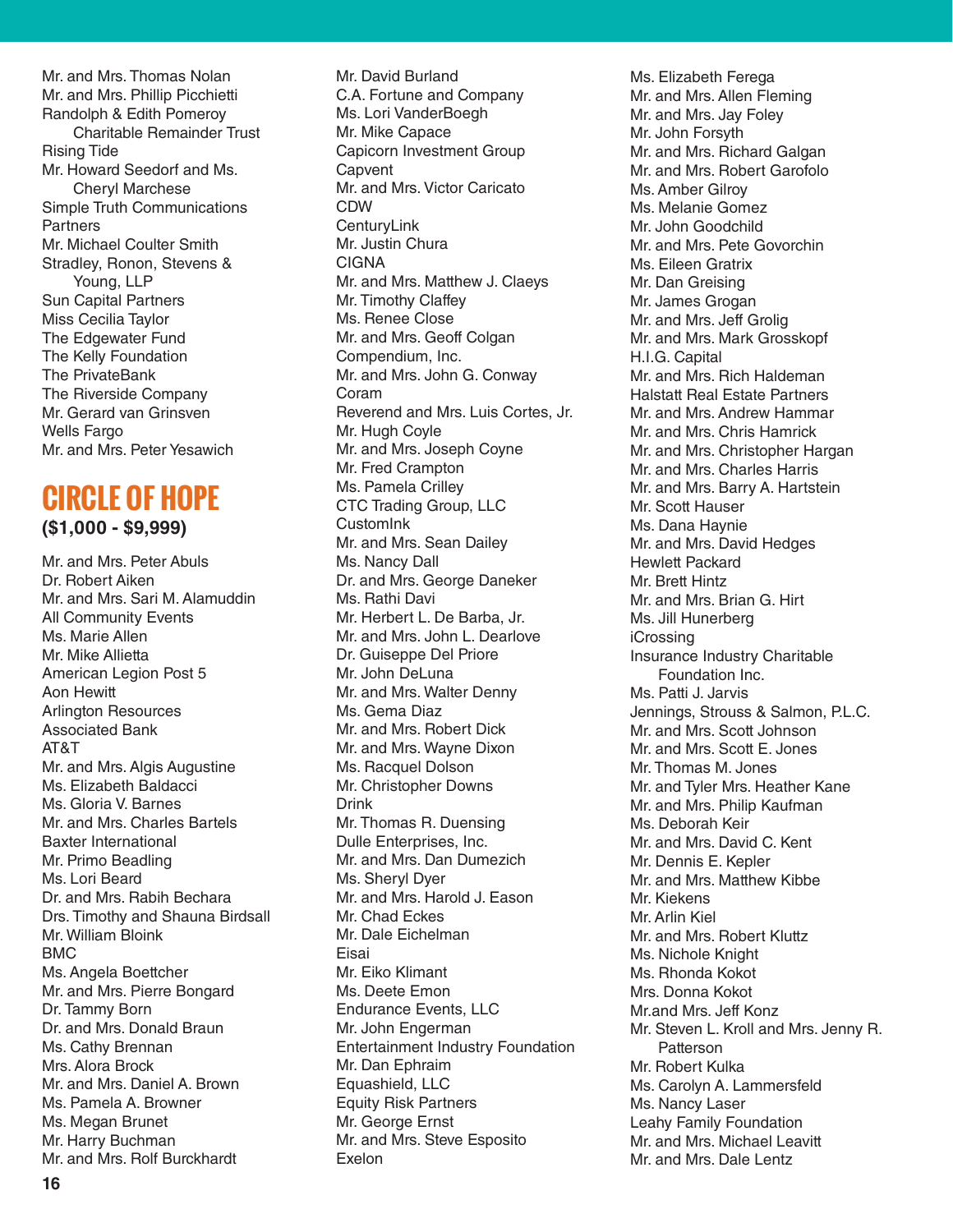Mr. and Mrs. Thomas Nolan
Mr. and Mrs. Phillip Picchietti
Randolph & Edith Pomeroy Charitable Remainder Trust
Rising Tide
Mr. Howard Seedorf and Ms. Cheryl Marchese
Simple Truth Communications Partners
Mr. Michael Coulter Smith
Stradley, Ronon, Stevens & Young, LLP
Sun Capital Partners
Miss Cecilia Taylor
The Edgewater Fund
The Kelly Foundation
The PrivateBank
The Riverside Company
Mr. Gerard van Grinsven
Wells Fargo
Mr. and Mrs. Peter Yesawich

## CIRCLE OF HOPE

**($1,000 - $9,999)**

Mr. and Mrs. Peter Abuls
Dr. Robert Aiken
Mr. and Mrs. Sari M. Alamuddin
All Community Events
Ms. Marie Allen
Mr. Mike Allietta
American Legion Post 5
Aon Hewitt
Arlington Resources
Associated Bank
AT&T
Mr. and Mrs. Algis Augustine
Ms. Elizabeth Baldacci
Ms. Gloria V. Barnes
Mr. and Mrs. Charles Bartels
Baxter International
Mr. Primo Beadling
Ms. Lori Beard
Dr. and Mrs. Rabih Bechara
Drs. Timothy and Shauna Birdsall
Mr. William Bloink
BMC
Ms. Angela Boettcher
Mr. and Mrs. Pierre Bongard
Dr. Tammy Born
Dr. and Mrs. Donald Braun
Ms. Cathy Brennan
Mrs. Alora Brock
Mr. and Mrs. Daniel A. Brown
Ms. Pamela A. Browner
Ms. Megan Brunet
Mr. Harry Buchman
Mr. and Mrs. Rolf Burckhardt
Mr. David Burland
C.A. Fortune and Company
Ms. Lori VanderBoegh
Mr. Mike Capace
Capicorn Investment Group
Capvent
Mr. and Mrs. Victor Caricato
CDW
CenturyLink
Mr. Justin Chura
CIGNA
Mr. and Mrs. Matthew J. Claeys
Mr. Timothy Claffey
Ms. Renee Close
Mr. and Mrs. Geoff Colgan
Compendium, Inc.
Mr. and Mrs. John G. Conway
Coram
Reverend and Mrs. Luis Cortes, Jr.
Mr. Hugh Coyle
Mr. and Mrs. Joseph Coyne
Mr. Fred Crampton
Ms. Pamela Crilley
CTC Trading Group, LLC
CustomInk
Mr. and Mrs. Sean Dailey
Ms. Nancy Dall
Dr. and Mrs. George Daneker
Ms. Rathi Davi
Mr. Herbert L. De Barba, Jr.
Mr. and Mrs. John L. Dearlove
Dr. Guiseppe Del Priore
Mr. John DeLuna
Mr. and Mrs. Walter Denny
Ms. Gema Diaz
Mr. and Mrs. Robert Dick
Mr. and Mrs. Wayne Dixon
Ms. Racquel Dolson
Mr. Christopher Downs
Drink
Mr. Thomas R. Duensing
Dulle Enterprises, Inc.
Mr. and Mrs. Dan Dumezich
Ms. Sheryl Dyer
Mr. and Mrs. Harold J. Eason
Mr. Chad Eckes
Mr. Dale Eichelman
Eisai
Mr. Eiko Klimant
Ms. Deete Emon
Endurance Events, LLC
Mr. John Engerman
Entertainment Industry Foundation
Mr. Dan Ephraim
Equashield, LLC
Equity Risk Partners
Mr. George Ernst
Mr. and Mrs. Steve Esposito
Exelon
Ms. Elizabeth Ferega
Mr. and Mrs. Allen Fleming
Mr. and Mrs. Jay Foley
Mr. John Forsyth
Mr. and Mrs. Richard Galgan
Mr. and Mrs. Robert Garofolo
Ms. Amber Gilroy
Ms. Melanie Gomez
Mr. John Goodchild
Mr. and Mrs. Pete Govorchin
Ms. Eileen Gratrix
Mr. Dan Greising
Mr. James Grogan
Mr. and Mrs. Jeff Grolig
Mr. and Mrs. Mark Grosskopf
H.I.G. Capital
Mr. and Mrs. Rich Haldeman
Halstatt Real Estate Partners
Mr. and Mrs. Andrew Hammar
Mr. and Mrs. Chris Hamrick
Mr. and Mrs. Christopher Hargan
Mr. and Mrs. Charles Harris
Mr. and Mrs. Barry A. Hartstein
Mr. Scott Hauser
Ms. Dana Haynie
Mr. and Mrs. David Hedges
Hewlett Packard
Mr. Brett Hintz
Mr. and Mrs. Brian G. Hirt
Ms. Jill Hunerberg
iCrossing
Insurance Industry Charitable Foundation Inc.
Ms. Patti J. Jarvis
Jennings, Strouss & Salmon, P.L.C.
Mr. and Mrs. Scott Johnson
Mr. and Mrs. Scott E. Jones
Mr. Thomas M. Jones
Mr. and Tyler Mrs. Heather Kane
Mr. and Mrs. Philip Kaufman
Ms. Deborah Keir
Mr. and Mrs. David C. Kent
Mr. Dennis E. Kepler
Mr. and Mrs. Matthew Kibbe
Mr. Kiekens
Mr. Arlin Kiel
Mr. and Mrs. Robert Kluttz
Ms. Nichole Knight
Ms. Rhonda Kokot
Mrs. Donna Kokot
Mr.and Mrs. Jeff Konz
Mr. Steven L. Kroll and Mrs. Jenny R. Patterson
Mr. Robert Kulka
Ms. Carolyn A. Lammersfeld
Ms. Nancy Laser
Leahy Family Foundation
Mr. and Mrs. Michael Leavitt
Mr. and Mrs. Dale Lentz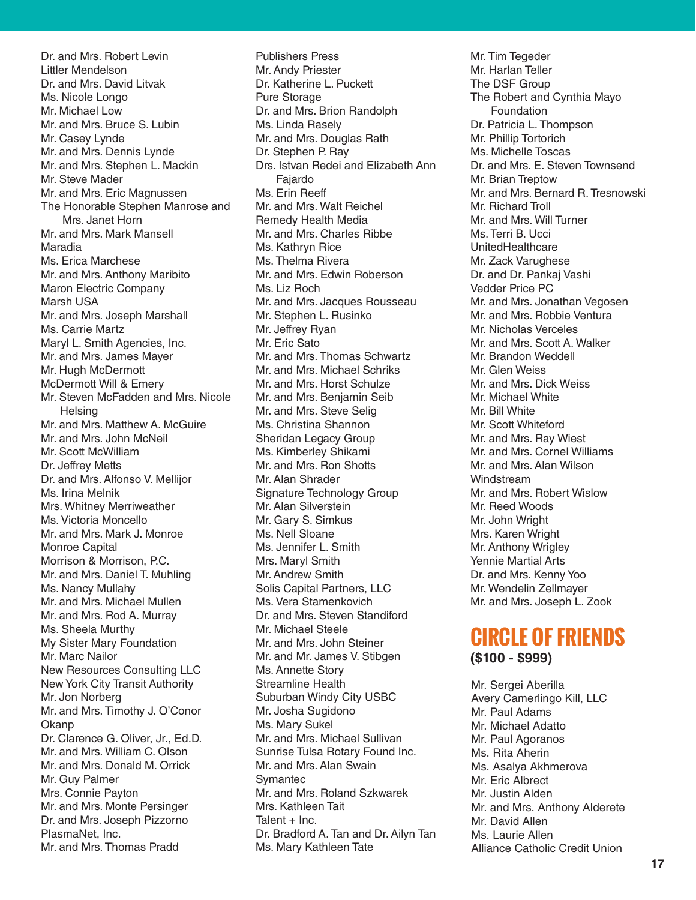Dr. and Mrs. Robert Levin
Littler Mendelson
Dr. and Mrs. David Litvak
Ms. Nicole Longo
Mr. Michael Low
Mr. and Mrs. Bruce S. Lubin
Mr. Casey Lynde
Mr. and Mrs. Dennis Lynde
Mr. and Mrs. Stephen L. Mackin
Mr. Steve Mader
Mr. and Mrs. Eric Magnussen
The Honorable Stephen Manrose and Mrs. Janet Horn
Mr. and Mrs. Mark Mansell
Maradia
Ms. Erica Marchese
Mr. and Mrs. Anthony Maribito
Maron Electric Company
Marsh USA
Mr. and Mrs. Joseph Marshall
Ms. Carrie Martz
Maryl L. Smith Agencies, Inc.
Mr. and Mrs. James Mayer
Mr. Hugh McDermott
McDermott Will & Emery
Mr. Steven McFadden and Mrs. Nicole Helsing
Mr. and Mrs. Matthew A. McGuire
Mr. and Mrs. John McNeil
Mr. Scott McWilliam
Dr. Jeffrey Metts
Dr. and Mrs. Alfonso V. Mellijor
Ms. Irina Melnik
Mrs. Whitney Merriweather
Ms. Victoria Moncello
Mr. and Mrs. Mark J. Monroe
Monroe Capital
Morrison & Morrison, P.C.
Mr. and Mrs. Daniel T. Muhling
Ms. Nancy Mullahy
Mr. and Mrs. Michael Mullen
Mr. and Mrs. Rod A. Murray
Ms. Sheela Murthy
My Sister Mary Foundation
Mr. Marc Nailor
New Resources Consulting LLC
New York City Transit Authority
Mr. Jon Norberg
Mr. and Mrs. Timothy J. O'Conor
Okanp
Dr. Clarence G. Oliver, Jr., Ed.D.
Mr. and Mrs. William C. Olson
Mr. and Mrs. Donald M. Orrick
Mr. Guy Palmer
Mrs. Connie Payton
Mr. and Mrs. Monte Persinger
Dr. and Mrs. Joseph Pizzorno
PlasmaNet, Inc.
Mr. and Mrs. Thomas Pradd
Publishers Press
Mr. Andy Priester
Dr. Katherine L. Puckett
Pure Storage
Dr. and Mrs. Brion Randolph
Ms. Linda Rasely
Mr. and Mrs. Douglas Rath
Dr. Stephen P. Ray
Drs. Istvan Redei and Elizabeth Ann Fajardo
Ms. Erin Reeff
Mr. and Mrs. Walt Reichel
Remedy Health Media
Mr. and Mrs. Charles Ribbe
Ms. Kathryn Rice
Ms. Thelma Rivera
Mr. and Mrs. Edwin Roberson
Ms. Liz Roch
Mr. and Mrs. Jacques Rousseau
Mr. Stephen L. Rusinko
Mr. Jeffrey Ryan
Mr. Eric Sato
Mr. and Mrs. Thomas Schwartz
Mr. and Mrs. Michael Schriks
Mr. and Mrs. Horst Schulze
Mr. and Mrs. Benjamin Seib
Mr. and Mrs. Steve Selig
Ms. Christina Shannon
Sheridan Legacy Group
Ms. Kimberley Shikami
Mr. and Mrs. Ron Shotts
Mr. Alan Shrader
Signature Technology Group
Mr. Alan Silverstein
Mr. Gary S. Simkus
Ms. Nell Sloane
Ms. Jennifer L. Smith
Mrs. Maryl Smith
Mr. Andrew Smith
Solis Capital Partners, LLC
Ms. Vera Stamenkovich
Dr. and Mrs. Steven Standiford
Mr. Michael Steele
Mr. and Mrs. John Steiner
Mr. and Mr. James V. Stibgen
Ms. Annette Story
Streamline Health
Suburban Windy City USBC
Mr. Josha Sugidono
Ms. Mary Sukel
Mr. and Mrs. Michael Sullivan
Sunrise Tulsa Rotary Found Inc.
Mr. and Mrs. Alan Swain
Symantec
Mr. and Mrs. Roland Szkwarek
Mrs. Kathleen Tait
Talent + Inc.
Dr. Bradford A. Tan and Dr. Ailyn Tan
Ms. Mary Kathleen Tate
Mr. Tim Tegeder
Mr. Harlan Teller
The DSF Group
The Robert and Cynthia Mayo Foundation
Dr. Patricia L. Thompson
Mr. Phillip Tortorich
Ms. Michelle Toscas
Dr. and Mrs. E. Steven Townsend
Mr. Brian Treptow
Mr. and Mrs. Bernard R. Tresnowski
Mr. Richard Troll
Mr. and Mrs. Will Turner
Ms. Terri B. Ucci
UnitedHealthcare
Mr. Zack Varughese
Dr. and Dr. Pankaj Vashi
Vedder Price PC
Mr. and Mrs. Jonathan Vegosen
Mr. and Mrs. Robbie Ventura
Mr. Nicholas Verceles
Mr. and Mrs. Scott A. Walker
Mr. Brandon Weddell
Mr. Glen Weiss
Mr. and Mrs. Dick Weiss
Mr. Michael White
Mr. Bill White
Mr. Scott Whiteford
Mr. and Mrs. Ray Wiest
Mr. and Mrs. Cornel Williams
Mr. and Mrs. Alan Wilson
Windstream
Mr. and Mrs. Robert Wislow
Mr. Reed Woods
Mr. John Wright
Mrs. Karen Wright
Mr. Anthony Wrigley
Yennie Martial Arts
Dr. and Mrs. Kenny Yoo
Mr. Wendelin Zellmayer
Mr. and Mrs. Joseph L. Zook

## CIRCLE OF FRIENDS

**($100 - $999)**

Mr. Sergei Aberilla
Avery Camerlingo Kill, LLC
Mr. Paul Adams
Mr. Michael Adatto
Mr. Paul Agoranos
Ms. Rita Aherin
Ms. Asalya Akhmerova
Mr. Eric Albrect
Mr. Justin Alden
Mr. and Mrs. Anthony Alderete
Mr. David Allen
Ms. Laurie Allen
Alliance Catholic Credit Union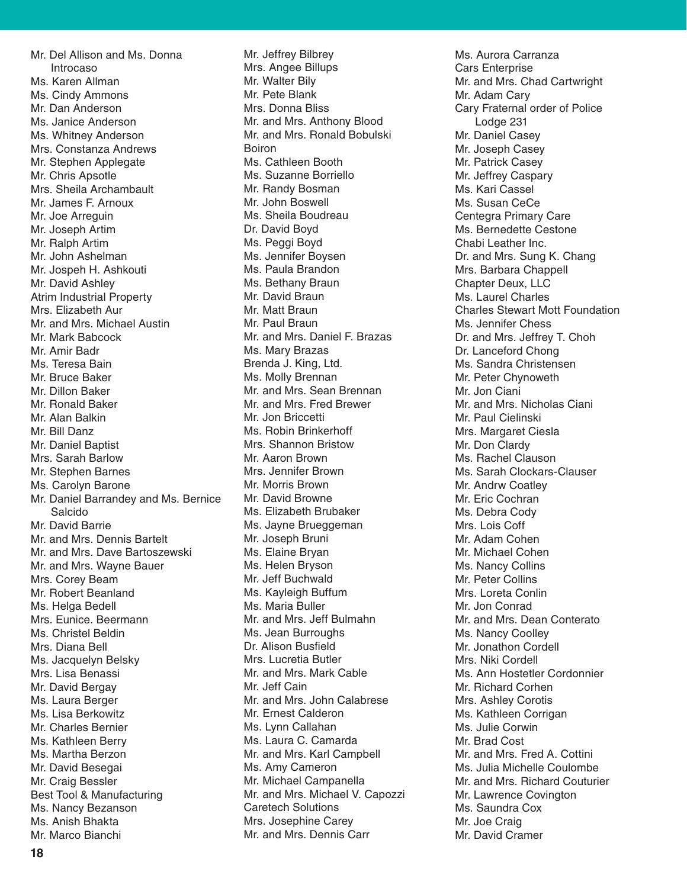Mr. Del Allison and Ms. Donna Introcaso
Ms. Karen Allman
Ms. Cindy Ammons
Mr. Dan Anderson
Ms. Janice Anderson
Ms. Whitney Anderson
Mrs. Constanza Andrews
Mr. Stephen Applegate
Mr. Chris Apsotle
Mrs. Sheila Archambault
Mr. James F. Arnoux
Mr. Joe Arreguin
Mr. Joseph Artim
Mr. Ralph Artim
Mr. John Ashelman
Mr. Jospeh H. Ashkouti
Mr. David Ashley
Atrim Industrial Property
Mrs. Elizabeth Aur
Mr. and Mrs. Michael Austin
Mr. Mark Babcock
Mr. Amir Badr
Ms. Teresa Bain
Mr. Bruce Baker
Mr. Dillon Baker
Mr. Ronald Baker
Mr. Alan Balkin
Mr. Bill Danz
Mr. Daniel Baptist
Mrs. Sarah Barlow
Mr. Stephen Barnes
Ms. Carolyn Barone
Mr. Daniel Barrandey and Ms. Bernice Salcido
Mr. David Barrie
Mr. and Mrs. Dennis Bartelt
Mr. and Mrs. Dave Bartoszewski
Mr. and Mrs. Wayne Bauer
Mrs. Corey Beam
Mr. Robert Beanland
Ms. Helga Bedell
Mrs. Eunice. Beermann
Ms. Christel Beldin
Mrs. Diana Bell
Ms. Jacquelyn Belsky
Mrs. Lisa Benassi
Mr. David Bergay
Ms. Laura Berger
Ms. Lisa Berkowitz
Mr. Charles Bernier
Ms. Kathleen Berry
Ms. Martha Berzon
Mr. David Besegai
Mr. Craig Bessler
Best Tool & Manufacturing
Ms. Nancy Bezanson
Ms. Anish Bhakta
Mr. Marco Bianchi
Mr. Jeffrey Bilbrey
Mrs. Angee Billups
Mr. Walter Bily
Mr. Pete Blank
Mrs. Donna Bliss
Mr. and Mrs. Anthony Blood
Mr. and Mrs. Ronald Bobulski
Boiron
Ms. Cathleen Booth
Ms. Suzanne Borriello
Mr. Randy Bosman
Mr. John Boswell
Ms. Sheila Boudreau
Dr. David Boyd
Ms. Peggi Boyd
Ms. Jennifer Boysen
Ms. Paula Brandon
Ms. Bethany Braun
Mr. David Braun
Mr. Matt Braun
Mr. Paul Braun
Mr. and Mrs. Daniel F. Brazas
Ms. Mary Brazas
Brenda J. King, Ltd.
Ms. Molly Brennan
Mr. and Mrs. Sean Brennan
Mr. and Mrs. Fred Brewer
Mr. Jon Briccetti
Ms. Robin Brinkerhoff
Mrs. Shannon Bristow
Mr. Aaron Brown
Mrs. Jennifer Brown
Mr. Morris Brown
Mr. David Browne
Ms. Elizabeth Brubaker
Ms. Jayne Brueggeman
Mr. Joseph Bruni
Ms. Elaine Bryan
Ms. Helen Bryson
Mr. Jeff Buchwald
Ms. Kayleigh Buffum
Ms. Maria Buller
Mr. and Mrs. Jeff Bulmahn
Ms. Jean Burroughs
Dr. Alison Busfield
Mrs. Lucretia Butler
Mr. and Mrs. Mark Cable
Mr. Jeff Cain
Mr. and Mrs. John Calabrese
Mr. Ernest Calderon
Ms. Lynn Callahan
Ms. Laura C. Camarda
Mr. and Mrs. Karl Campbell
Ms. Amy Cameron
Mr. Michael Campanella
Mr. and Mrs. Michael V. Capozzi
Caretech Solutions
Mrs. Josephine Carey
Mr. and Mrs. Dennis Carr
Ms. Aurora Carranza
Cars Enterprise
Mr. and Mrs. Chad Cartwright
Mr. Adam Cary
Cary Fraternal order of Police Lodge 231
Mr. Daniel Casey
Mr. Joseph Casey
Mr. Patrick Casey
Mr. Jeffrey Caspary
Ms. Kari Cassel
Ms. Susan CeCe
Centegra Primary Care
Ms. Bernedette Cestone
Chabi Leather Inc.
Dr. and Mrs. Sung K. Chang
Mrs. Barbara Chappell
Chapter Deux, LLC
Ms. Laurel Charles
Charles Stewart Mott Foundation
Ms. Jennifer Chess
Dr. and Mrs. Jeffrey T. Choh
Dr. Lanceford Chong
Ms. Sandra Christensen
Mr. Peter Chynoweth
Mr. Jon Ciani
Mr. and Mrs. Nicholas Ciani
Mr. Paul Cielinski
Mrs. Margaret Ciesla
Mr. Don Clardy
Ms. Rachel Clauson
Ms. Sarah Clockars-Clauser
Mr. Andrw Coatley
Mr. Eric Cochran
Ms. Debra Cody
Mrs. Lois Coff
Mr. Adam Cohen
Mr. Michael Cohen
Ms. Nancy Collins
Mr. Peter Collins
Mrs. Loreta Conlin
Mr. Jon Conrad
Mr. and Mrs. Dean Conterato
Ms. Nancy Coolley
Mr. Jonathon Cordell
Mrs. Niki Cordell
Ms. Ann Hostetler Cordonnier
Mr. Richard Corhen
Mrs. Ashley Corotis
Ms. Kathleen Corrigan
Ms. Julie Corwin
Mr. Brad Cost
Mr. and Mrs. Fred A. Cottini
Ms. Julia Michelle Coulombe
Mr. and Mrs. Richard Couturier
Mr. Lawrence Covington
Ms. Saundra Cox
Mr. Joe Craig
Mr. David Cramer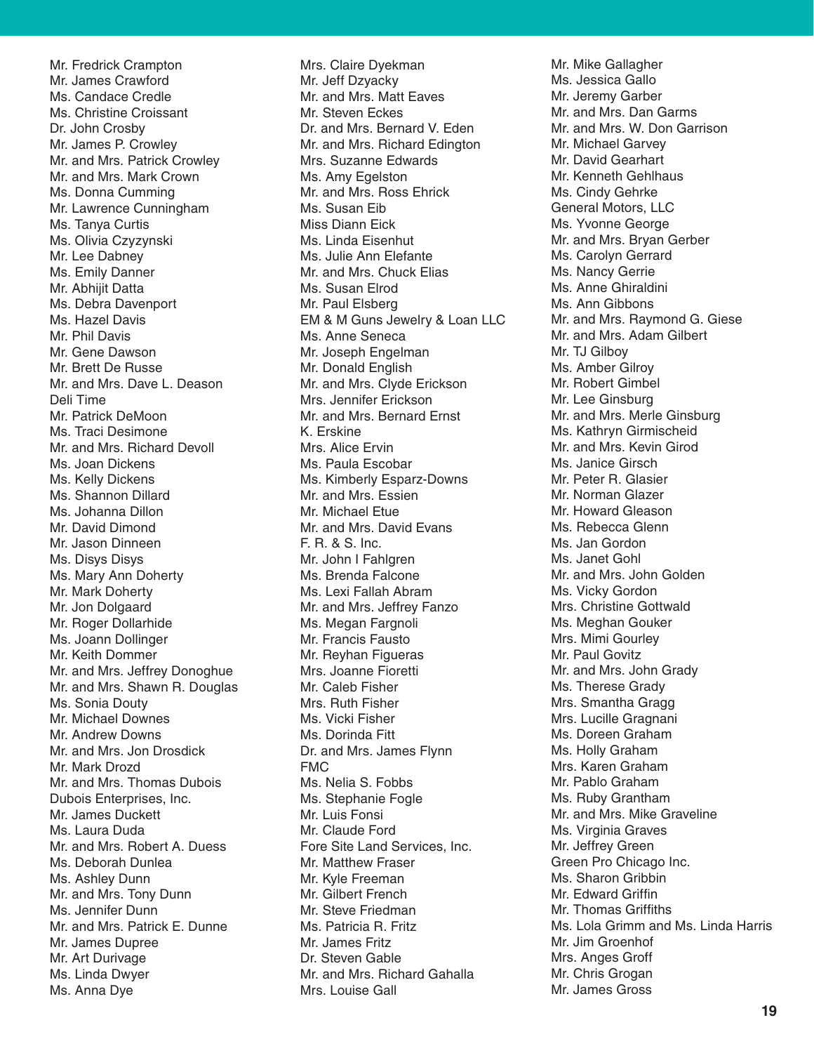Mr. Fredrick Crampton
Mr. James Crawford
Ms. Candace Credle
Ms. Christine Croissant
Dr. John Crosby
Mr. James P. Crowley
Mr. and Mrs. Patrick Crowley
Mr. and Mrs. Mark Crown
Ms. Donna Cumming
Mr. Lawrence Cunningham
Ms. Tanya Curtis
Ms. Olivia Czyzynski
Mr. Lee Dabney
Ms. Emily Danner
Mr. Abhijit Datta
Ms. Debra Davenport
Ms. Hazel Davis
Mr. Phil Davis
Mr. Gene Dawson
Mr. Brett De Russe
Mr. and Mrs. Dave L. Deason
Deli Time
Mr. Patrick DeMoon
Ms. Traci Desimone
Mr. and Mrs. Richard Devoll
Ms. Joan Dickens
Ms. Kelly Dickens
Ms. Shannon Dillard
Ms. Johanna Dillon
Mr. David Dimond
Mr. Jason Dinneen
Ms. Disys Disys
Ms. Mary Ann Doherty
Mr. Mark Doherty
Mr. Jon Dolgaard
Mr. Roger Dollarhide
Ms. Joann Dollinger
Mr. Keith Dommer
Mr. and Mrs. Jeffrey Donoghue
Mr. and Mrs. Shawn R. Douglas
Ms. Sonia Douty
Mr. Michael Downes
Mr. Andrew Downs
Mr. and Mrs. Jon Drosdick
Mr. Mark Drozd
Mr. and Mrs. Thomas Dubois
Dubois Enterprises, Inc.
Mr. James Duckett
Ms. Laura Duda
Mr. and Mrs. Robert A. Duess
Ms. Deborah Dunlea
Ms. Ashley Dunn
Mr. and Mrs. Tony Dunn
Ms. Jennifer Dunn
Mr. and Mrs. Patrick E. Dunne
Mr. James Dupree
Mr. Art Durivage
Ms. Linda Dwyer
Ms. Anna Dye
Mrs. Claire Dyekman
Mr. Jeff Dzyacky
Mr. and Mrs. Matt Eaves
Mr. Steven Eckes
Dr. and Mrs. Bernard V. Eden
Mr. and Mrs. Richard Edington
Mrs. Suzanne Edwards
Ms. Amy Egelston
Mr. and Mrs. Ross Ehrick
Ms. Susan Eib
Miss Diann Eick
Ms. Linda Eisenhut
Ms. Julie Ann Elefante
Mr. and Mrs. Chuck Elias
Ms. Susan Elrod
Mr. Paul Elsberg
EM & M Guns Jewelry & Loan LLC
Ms. Anne Seneca
Mr. Joseph Engelman
Mr. Donald English
Mr. and Mrs. Clyde Erickson
Mrs. Jennifer Erickson
Mr. and Mrs. Bernard Ernst
K. Erskine
Mrs. Alice Ervin
Ms. Paula Escobar
Ms. Kimberly Esparz-Downs
Mr. and Mrs. Essien
Mr. Michael Etue
Mr. and Mrs. David Evans
F. R. & S. Inc.
Mr. John I Fahlgren
Ms. Brenda Falcone
Ms. Lexi Fallah Abram
Mr. and Mrs. Jeffrey Fanzo
Ms. Megan Fargnoli
Mr. Francis Fausto
Mr. Reyhan Figueras
Mrs. Joanne Fioretti
Mr. Caleb Fisher
Mrs. Ruth Fisher
Ms. Vicki Fisher
Ms. Dorinda Fitt
Dr. and Mrs. James Flynn
FMC
Ms. Nelia S. Fobbs
Ms. Stephanie Fogle
Mr. Luis Fonsi
Mr. Claude Ford
Fore Site Land Services, Inc.
Mr. Matthew Fraser
Mr. Kyle Freeman
Mr. Gilbert French
Mr. Steve Friedman
Ms. Patricia R. Fritz
Mr. James Fritz
Dr. Steven Gable
Mr. and Mrs. Richard Gahalla
Mrs. Louise Gall
Mr. Mike Gallagher
Ms. Jessica Gallo
Mr. Jeremy Garber
Mr. and Mrs. Dan Garms
Mr. and Mrs. W. Don Garrison
Mr. Michael Garvey
Mr. David Gearhart
Mr. Kenneth Gehlhaus
Ms. Cindy Gehrke
General Motors, LLC
Ms. Yvonne George
Mr. and Mrs. Bryan Gerber
Ms. Carolyn Gerrard
Ms. Nancy Gerrie
Ms. Anne Ghiraldini
Ms. Ann Gibbons
Mr. and Mrs. Raymond G. Giese
Mr. and Mrs. Adam Gilbert
Mr. TJ Gilboy
Ms. Amber Gilroy
Mr. Robert Gimbel
Mr. Lee Ginsburg
Mr. and Mrs. Merle Ginsburg
Ms. Kathryn Girmischeid
Mr. and Mrs. Kevin Girod
Ms. Janice Girsch
Mr. Peter R. Glasier
Mr. Norman Glazer
Mr. Howard Gleason
Ms. Rebecca Glenn
Ms. Jan Gordon
Ms. Janet Gohl
Mr. and Mrs. John Golden
Ms. Vicky Gordon
Mrs. Christine Gottwald
Ms. Meghan Gouker
Mrs. Mimi Gourley
Mr. Paul Govitz
Mr. and Mrs. John Grady
Ms. Therese Grady
Mrs. Smantha Gragg
Mrs. Lucille Gragnani
Ms. Doreen Graham
Ms. Holly Graham
Mrs. Karen Graham
Mr. Pablo Graham
Ms. Ruby Grantham
Mr. and Mrs. Mike Graveline
Ms. Virginia Graves
Mr. Jeffrey Green
Green Pro Chicago Inc.
Ms. Sharon Gribbin
Mr. Edward Griffin
Mr. Thomas Griffiths
Ms. Lola Grimm and Ms. Linda Harris
Mr. Jim Groenhof
Mrs. Anges Groff
Mr. Chris Grogan
Mr. James Gross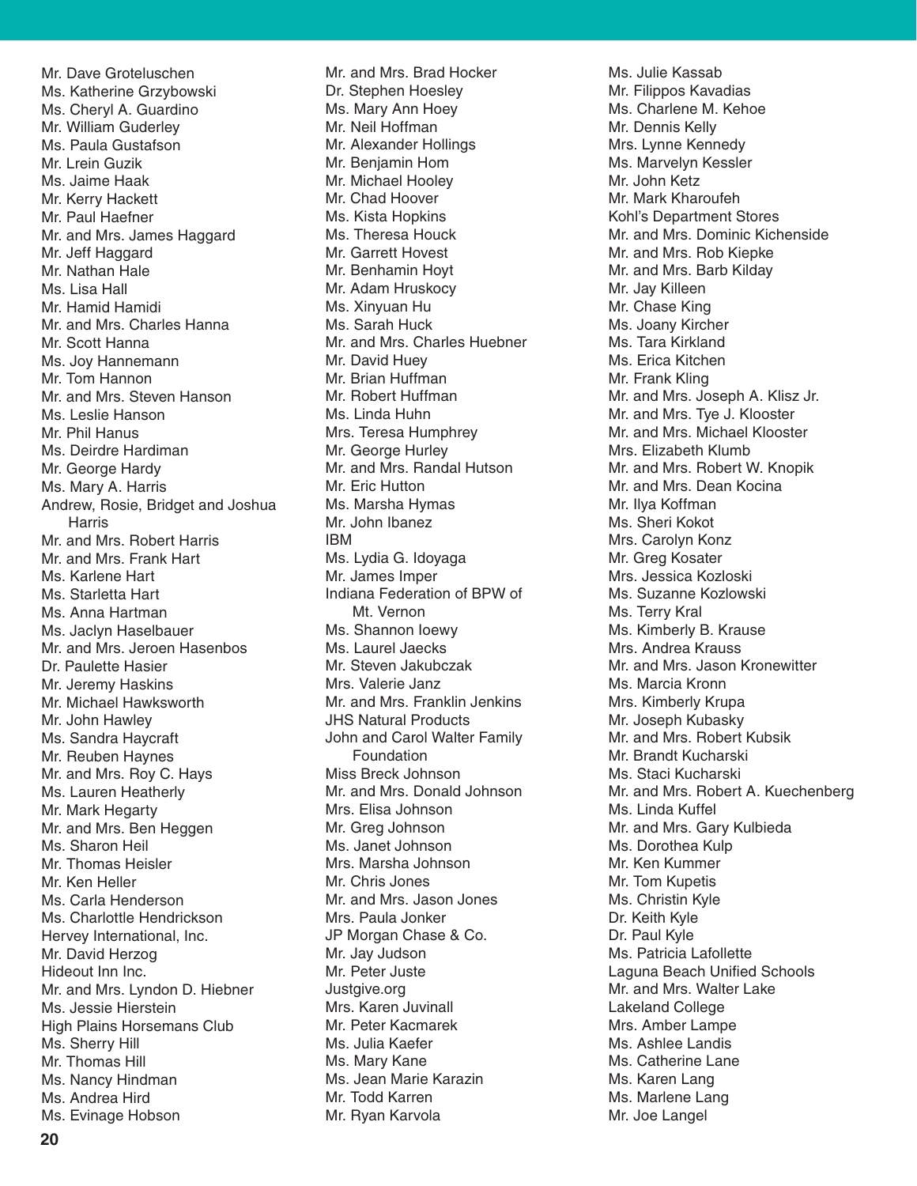Mr. Dave Groteluschen
Ms. Katherine Grzybowski
Ms. Cheryl A. Guardino
Mr. William Guderley
Ms. Paula Gustafson
Mr. Lrein Guzik
Ms. Jaime Haak
Mr. Kerry Hackett
Mr. Paul Haefner
Mr. and Mrs. James Haggard
Mr. Jeff Haggard
Mr. Nathan Hale
Ms. Lisa Hall
Mr. Hamid Hamidi
Mr. and Mrs. Charles Hanna
Mr. Scott Hanna
Ms. Joy Hannemann
Mr. Tom Hannon
Mr. and Mrs. Steven Hanson
Ms. Leslie Hanson
Mr. Phil Hanus
Ms. Deirdre Hardiman
Mr. George Hardy
Ms. Mary A. Harris
Andrew, Rosie, Bridget and Joshua Harris
Mr. and Mrs. Robert Harris
Mr. and Mrs. Frank Hart
Ms. Karlene Hart
Ms. Starletta Hart
Ms. Anna Hartman
Ms. Jaclyn Haselbauer
Mr. and Mrs. Jeroen Hasenbos
Dr. Paulette Hasier
Mr. Jeremy Haskins
Mr. Michael Hawksworth
Mr. John Hawley
Ms. Sandra Haycraft
Mr. Reuben Haynes
Mr. and Mrs. Roy C. Hays
Ms. Lauren Heatherly
Mr. Mark Hegarty
Mr. and Mrs. Ben Heggen
Ms. Sharon Heil
Mr. Thomas Heisler
Mr. Ken Heller
Ms. Carla Henderson
Ms. Charlottle Hendrickson
Hervey International, Inc.
Mr. David Herzog
Hideout Inn Inc.
Mr. and Mrs. Lyndon D. Hiebner
Ms. Jessie Hierstein
High Plains Horsemans Club
Ms. Sherry Hill
Mr. Thomas Hill
Ms. Nancy Hindman
Ms. Andrea Hird
Ms. Evinage Hobson
Mr. and Mrs. Brad Hocker
Dr. Stephen Hoesley
Ms. Mary Ann Hoey
Mr. Neil Hoffman
Mr. Alexander Hollings
Mr. Benjamin Hom
Mr. Michael Hooley
Mr. Chad Hoover
Ms. Kista Hopkins
Ms. Theresa Houck
Mr. Garrett Hovest
Mr. Benhamin Hoyt
Mr. Adam Hruskocy
Ms. Xinyuan Hu
Ms. Sarah Huck
Mr. and Mrs. Charles Huebner
Mr. David Huey
Mr. Brian Huffman
Mr. Robert Huffman
Ms. Linda Huhn
Mrs. Teresa Humphrey
Mr. George Hurley
Mr. and Mrs. Randal Hutson
Mr. Eric Hutton
Ms. Marsha Hymas
Mr. John Ibanez
IBM
Ms. Lydia G. Idoyaga
Mr. James Imper
Indiana Federation of BPW of Mt. Vernon
Ms. Shannon Ioewy
Ms. Laurel Jaecks
Mr. Steven Jakubczak
Mrs. Valerie Janz
Mr. and Mrs. Franklin Jenkins
JHS Natural Products
John and Carol Walter Family Foundation
Miss Breck Johnson
Mr. and Mrs. Donald Johnson
Mrs. Elisa Johnson
Mr. Greg Johnson
Ms. Janet Johnson
Mrs. Marsha Johnson
Mr. Chris Jones
Mr. and Mrs. Jason Jones
Mrs. Paula Jonker
JP Morgan Chase & Co.
Mr. Jay Judson
Mr. Peter Juste
Justgive.org
Mrs. Karen Juvinall
Mr. Peter Kacmarek
Ms. Julia Kaefer
Ms. Mary Kane
Ms. Jean Marie Karazin
Mr. Todd Karren
Mr. Ryan Karvola
Ms. Julie Kassab
Mr. Filippos Kavadias
Ms. Charlene M. Kehoe
Mr. Dennis Kelly
Mrs. Lynne Kennedy
Ms. Marvelyn Kessler
Mr. John Ketz
Mr. Mark Kharoufeh
Kohl's Department Stores
Mr. and Mrs. Dominic Kichenside
Mr. and Mrs. Rob Kiepke
Mr. and Mrs. Barb Kilday
Mr. Jay Killeen
Mr. Chase King
Ms. Joany Kircher
Ms. Tara Kirkland
Ms. Erica Kitchen
Mr. Frank Kling
Mr. and Mrs. Joseph A. Klisz Jr.
Mr. and Mrs. Tye J. Klooster
Mr. and Mrs. Michael Klooster
Mrs. Elizabeth Klumb
Mr. and Mrs. Robert W. Knopik
Mr. and Mrs. Dean Kocina
Mr. Ilya Koffman
Ms. Sheri Kokot
Mrs. Carolyn Konz
Mr. Greg Kosater
Mrs. Jessica Kozloski
Ms. Suzanne Kozlowski
Ms. Terry Kral
Ms. Kimberly B. Krause
Mrs. Andrea Krauss
Mr. and Mrs. Jason Kronewitter
Ms. Marcia Kronn
Mrs. Kimberly Krupa
Mr. Joseph Kubasky
Mr. and Mrs. Robert Kubsik
Mr. Brandt Kucharski
Ms. Staci Kucharski
Mr. and Mrs. Robert A. Kuechenberg
Ms. Linda Kuffel
Mr. and Mrs. Gary Kulbieda
Ms. Dorothea Kulp
Mr. Ken Kummer
Mr. Tom Kupetis
Ms. Christin Kyle
Dr. Keith Kyle
Dr. Paul Kyle
Ms. Patricia Lafollette
Laguna Beach Unified Schools
Mr. and Mrs. Walter Lake
Lakeland College
Mrs. Amber Lampe
Ms. Ashlee Landis
Ms. Catherine Lane
Ms. Karen Lang
Ms. Marlene Lang
Mr. Joe Langel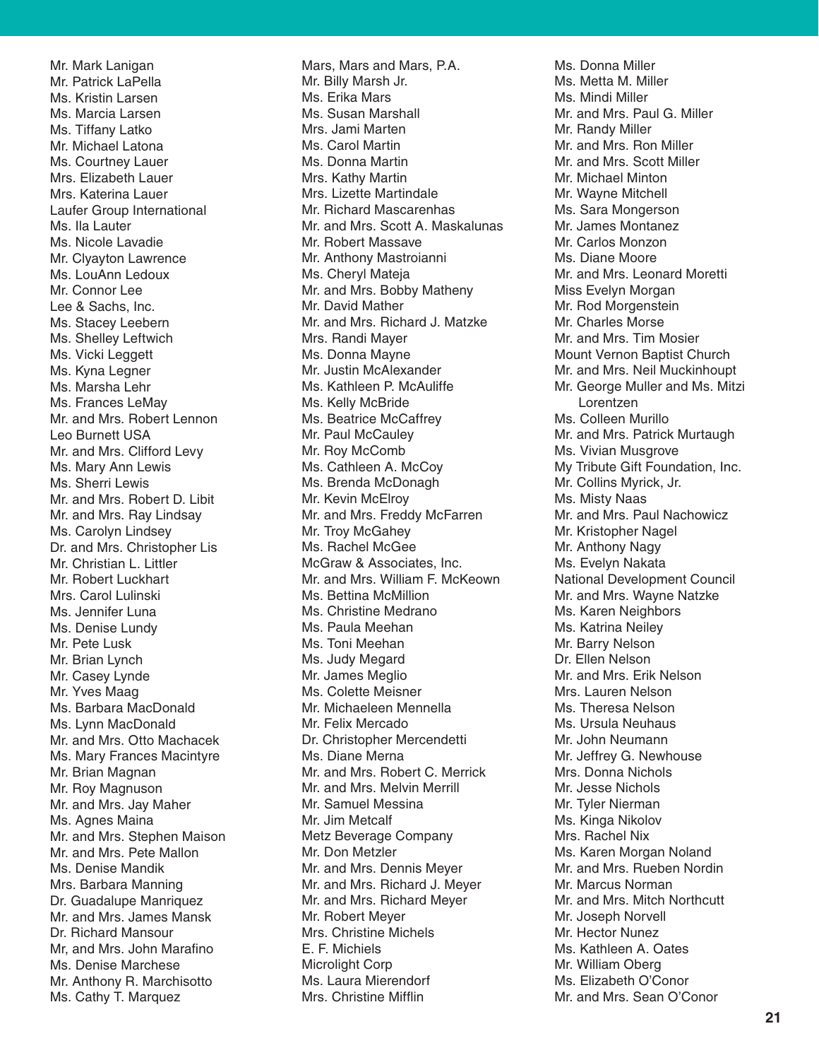Mr. Mark Lanigan
Mr. Patrick LaPella
Ms. Kristin Larsen
Ms. Marcia Larsen
Ms. Tiffany Latko
Mr. Michael Latona
Ms. Courtney Lauer
Mrs. Elizabeth Lauer
Mrs. Katerina Lauer
Laufer Group International
Ms. Ila Lauter
Ms. Nicole Lavadie
Mr. Clyayton Lawrence
Ms. LouAnn Ledoux
Mr. Connor Lee
Lee & Sachs, Inc.
Ms. Stacey Leebern
Ms. Shelley Leftwich
Ms. Vicki Leggett
Ms. Kyna Legner
Ms. Marsha Lehr
Ms. Frances LeMay
Mr. and Mrs. Robert Lennon
Leo Burnett USA
Mr. and Mrs. Clifford Levy
Ms. Mary Ann Lewis
Ms. Sherri Lewis
Mr. and Mrs. Robert D. Libit
Mr. and Mrs. Ray Lindsay
Ms. Carolyn Lindsey
Dr. and Mrs. Christopher Lis
Mr. Christian L. Littler
Mr. Robert Luckhart
Mrs. Carol Lulinski
Ms. Jennifer Luna
Ms. Denise Lundy
Mr. Pete Lusk
Mr. Brian Lynch
Mr. Casey Lynde
Mr. Yves Maag
Ms. Barbara MacDonald
Ms. Lynn MacDonald
Mr. and Mrs. Otto Machacek
Ms. Mary Frances Macintyre
Mr. Brian Magnan
Mr. Roy Magnuson
Mr. and Mrs. Jay Maher
Ms. Agnes Maina
Mr. and Mrs. Stephen Maison
Mr. and Mrs. Pete Mallon
Ms. Denise Mandik
Mrs. Barbara Manning
Dr. Guadalupe Manriquez
Mr. and Mrs. James Mansk
Dr. Richard Mansour
Mr, and Mrs. John Marafino
Ms. Denise Marchese
Mr. Anthony R. Marchisotto
Ms. Cathy T. Marquez
Mars, Mars and Mars, P.A.
Mr. Billy Marsh Jr.
Ms. Erika Mars
Ms. Susan Marshall
Mrs. Jami Marten
Ms. Carol Martin
Ms. Donna Martin
Mrs. Kathy Martin
Mrs. Lizette Martindale
Mr. Richard Mascarenhas
Mr. and Mrs. Scott A. Maskalunas
Mr. Robert Massave
Mr. Anthony Mastroianni
Ms. Cheryl Mateja
Mr. and Mrs. Bobby Matheny
Mr. David Mather
Mr. and Mrs. Richard J. Matzke
Mrs. Randi Mayer
Ms. Donna Mayne
Mr. Justin McAlexander
Ms. Kathleen P. McAuliffe
Ms. Kelly McBride
Ms. Beatrice McCaffrey
Mr. Paul McCauley
Mr. Roy McComb
Ms. Cathleen A. McCoy
Ms. Brenda McDonagh
Mr. Kevin McElroy
Mr. and Mrs. Freddy McFarren
Mr. Troy McGahey
Ms. Rachel McGee
McGraw & Associates, Inc.
Mr. and Mrs. William F. McKeown
Ms. Bettina McMillion
Ms. Christine Medrano
Ms. Paula Meehan
Ms. Toni Meehan
Ms. Judy Megard
Mr. James Meglio
Ms. Colette Meisner
Mr. Michaeleen Mennella
Mr. Felix Mercado
Dr. Christopher Mercendetti
Ms. Diane Merna
Mr. and Mrs. Robert C. Merrick
Mr. and Mrs. Melvin Merrill
Mr. Samuel Messina
Mr. Jim Metcalf
Metz Beverage Company
Mr. Don Metzler
Mr. and Mrs. Dennis Meyer
Mr. and Mrs. Richard J. Meyer
Mr. and Mrs. Richard Meyer
Mr. Robert Meyer
Mrs. Christine Michels
E. F. Michiels
Microlight Corp
Ms. Laura Mierendorf
Mrs. Christine Mifflin
Ms. Donna Miller
Ms. Metta M. Miller
Ms. Mindi Miller
Mr. and Mrs. Paul G. Miller
Mr. Randy Miller
Mr. and Mrs. Ron Miller
Mr. and Mrs. Scott Miller
Mr. Michael Minton
Mr. Wayne Mitchell
Ms. Sara Mongerson
Mr. James Montanez
Mr. Carlos Monzon
Ms. Diane Moore
Mr. and Mrs. Leonard Moretti
Miss Evelyn Morgan
Mr. Rod Morgenstein
Mr. Charles Morse
Mr. and Mrs. Tim Mosier
Mount Vernon Baptist Church
Mr. and Mrs. Neil Muckinhoupt
Mr. George Muller and Ms. Mitzi Lorentzen
Ms. Colleen Murillo
Mr. and Mrs. Patrick Murtaugh
Ms. Vivian Musgrove
My Tribute Gift Foundation, Inc.
Mr. Collins Myrick, Jr.
Ms. Misty Naas
Mr. and Mrs. Paul Nachowicz
Mr. Kristopher Nagel
Mr. Anthony Nagy
Ms. Evelyn Nakata
National Development Council
Mr. and Mrs. Wayne Natzke
Ms. Karen Neighbors
Ms. Katrina Neiley
Mr. Barry Nelson
Dr. Ellen Nelson
Mr. and Mrs. Erik Nelson
Mrs. Lauren Nelson
Ms. Theresa Nelson
Ms. Ursula Neuhaus
Mr. John Neumann
Mr. Jeffrey G. Newhouse
Mrs. Donna Nichols
Mr. Jesse Nichols
Mr. Tyler Nierman
Ms. Kinga Nikolov
Mrs. Rachel Nix
Ms. Karen Morgan Noland
Mr. and Mrs. Rueben Nordin
Mr. Marcus Norman
Mr. and Mrs. Mitch Northcutt
Mr. Joseph Norvell
Mr. Hector Nunez
Ms. Kathleen A. Oates
Mr. William Oberg
Ms. Elizabeth O'Conor
Mr. and Mrs. Sean O'Conor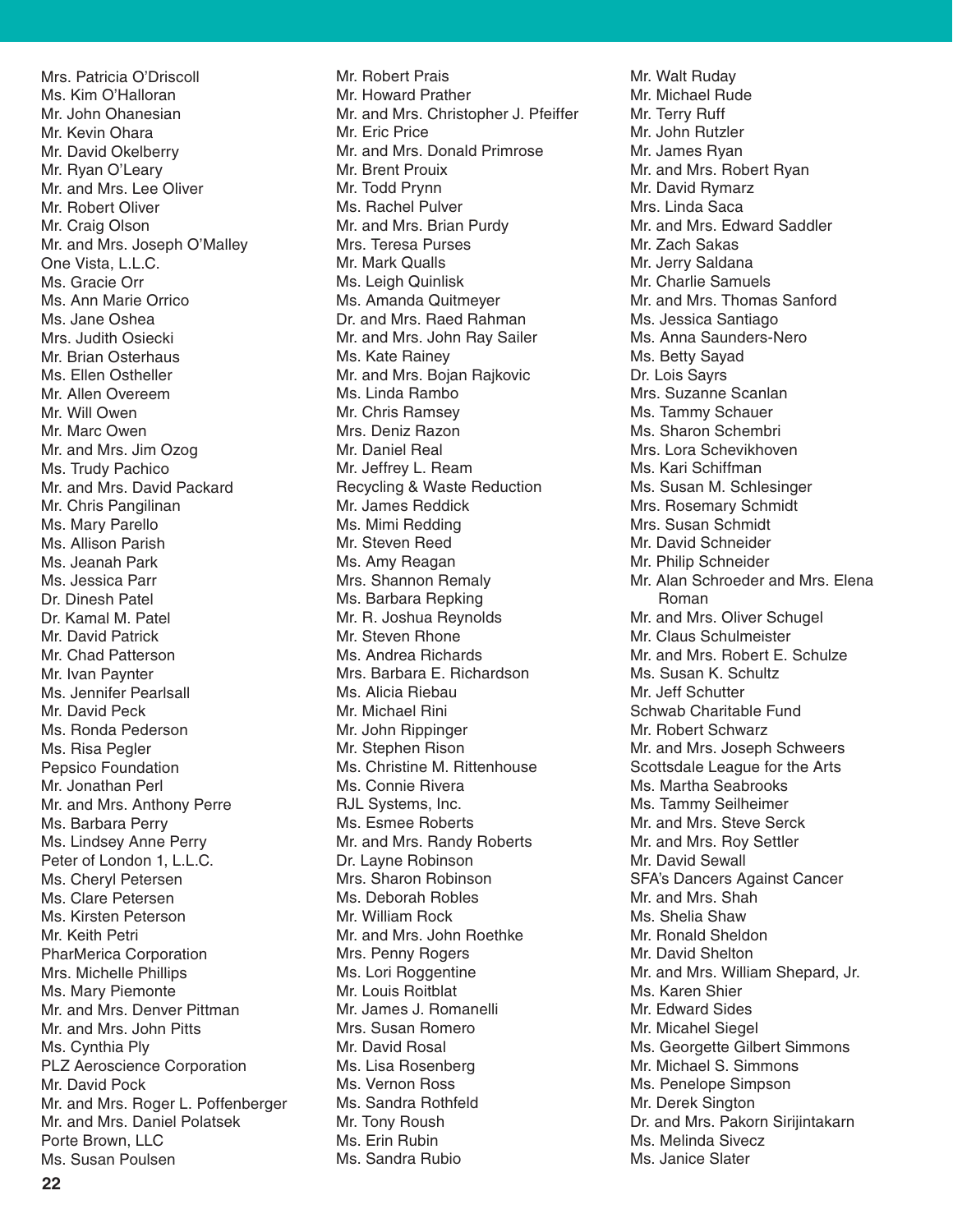Mrs. Patricia O'Driscoll
Ms. Kim O'Halloran
Mr. John Ohanesian
Mr. Kevin Ohara
Mr. David Okelberry
Mr. Ryan O'Leary
Mr. and Mrs. Lee Oliver
Mr. Robert Oliver
Mr. Craig Olson
Mr. and Mrs. Joseph O'Malley
One Vista, L.L.C.
Ms. Gracie Orr
Ms. Ann Marie Orrico
Ms. Jane Oshea
Mrs. Judith Osiecki
Mr. Brian Osterhaus
Ms. Ellen Ostheller
Mr. Allen Overeem
Mr. Will Owen
Mr. Marc Owen
Mr. and Mrs. Jim Ozog
Ms. Trudy Pachico
Mr. and Mrs. David Packard
Mr. Chris Pangilinan
Ms. Mary Parello
Ms. Allison Parish
Ms. Jeanah Park
Ms. Jessica Parr
Dr. Dinesh Patel
Dr. Kamal M. Patel
Mr. David Patrick
Mr. Chad Patterson
Mr. Ivan Paynter
Ms. Jennifer Pearlsall
Mr. David Peck
Ms. Ronda Pederson
Ms. Risa Pegler
Pepsico Foundation
Mr. Jonathan Perl
Mr. and Mrs. Anthony Perre
Ms. Barbara Perry
Ms. Lindsey Anne Perry
Peter of London 1, L.L.C.
Ms. Cheryl Petersen
Ms. Clare Petersen
Ms. Kirsten Peterson
Mr. Keith Petri
PharMerica Corporation
Mrs. Michelle Phillips
Ms. Mary Piemonte
Mr. and Mrs. Denver Pittman
Mr. and Mrs. John Pitts
Ms. Cynthia Ply
PLZ Aeroscience Corporation
Mr. David Pock
Mr. and Mrs. Roger L. Poffenberger
Mr. and Mrs. Daniel Polatsek
Porte Brown, LLC
Ms. Susan Poulsen
Mr. Robert Prais
Mr. Howard Prather
Mr. and Mrs. Christopher J. Pfeiffer
Mr. Eric Price
Mr. and Mrs. Donald Primrose
Mr. Brent Prouix
Mr. Todd Prynn
Ms. Rachel Pulver
Mr. and Mrs. Brian Purdy
Mrs. Teresa Purses
Mr. Mark Qualls
Ms. Leigh Quinlisk
Ms. Amanda Quitmeyer
Dr. and Mrs. Raed Rahman
Mr. and Mrs. John Ray Sailer
Ms. Kate Rainey
Mr. and Mrs. Bojan Rajkovic
Ms. Linda Rambo
Mr. Chris Ramsey
Mrs. Deniz Razon
Mr. Daniel Real
Mr. Jeffrey L. Ream
Recycling & Waste Reduction
Mr. James Reddick
Ms. Mimi Redding
Mr. Steven Reed
Ms. Amy Reagan
Mrs. Shannon Remaly
Ms. Barbara Repking
Mr. R. Joshua Reynolds
Mr. Steven Rhone
Ms. Andrea Richards
Mrs. Barbara E. Richardson
Ms. Alicia Riebau
Mr. Michael Rini
Mr. John Rippinger
Mr. Stephen Rison
Ms. Christine M. Rittenhouse
Ms. Connie Rivera
RJL Systems, Inc.
Ms. Esmee Roberts
Mr. and Mrs. Randy Roberts
Dr. Layne Robinson
Mrs. Sharon Robinson
Ms. Deborah Robles
Mr. William Rock
Mr. and Mrs. John Roethke
Mrs. Penny Rogers
Ms. Lori Roggentine
Mr. Louis Roitblat
Mr. James J. Romanelli
Mrs. Susan Romero
Mr. David Rosal
Ms. Lisa Rosenberg
Ms. Vernon Ross
Ms. Sandra Rothfeld
Mr. Tony Roush
Ms. Erin Rubin
Ms. Sandra Rubio
Mr. Walt Ruday
Mr. Michael Rude
Mr. Terry Ruff
Mr. John Rutzler
Mr. James Ryan
Mr. and Mrs. Robert Ryan
Mr. David Rymarz
Mrs. Linda Saca
Mr. and Mrs. Edward Saddler
Mr. Zach Sakas
Mr. Jerry Saldana
Mr. Charlie Samuels
Mr. and Mrs. Thomas Sanford
Ms. Jessica Santiago
Ms. Anna Saunders-Nero
Ms. Betty Sayad
Dr. Lois Sayrs
Mrs. Suzanne Scanlan
Ms. Tammy Schauer
Ms. Sharon Schembri
Mrs. Lora Schevikhoven
Ms. Kari Schiffman
Ms. Susan M. Schlesinger
Mrs. Rosemary Schmidt
Mrs. Susan Schmidt
Mr. David Schneider
Mr. Philip Schneider
Mr. Alan Schroeder and Mrs. Elena Roman
Mr. and Mrs. Oliver Schugel
Mr. Claus Schulmeister
Mr. and Mrs. Robert E. Schulze
Ms. Susan K. Schultz
Mr. Jeff Schutter
Schwab Charitable Fund
Mr. Robert Schwarz
Mr. and Mrs. Joseph Schweers
Scottsdale League for the Arts
Ms. Martha Seabrooks
Ms. Tammy Seilheimer
Mr. and Mrs. Steve Serck
Mr. and Mrs. Roy Settler
Mr. David Sewall
SFA's Dancers Against Cancer
Mr. and Mrs. Shah
Ms. Shelia Shaw
Mr. Ronald Sheldon
Mr. David Shelton
Mr. and Mrs. William Shepard, Jr.
Ms. Karen Shier
Mr. Edward Sides
Mr. Micahel Siegel
Ms. Georgette Gilbert Simmons
Mr. Michael S. Simmons
Ms. Penelope Simpson
Mr. Derek Sington
Dr. and Mrs. Pakorn Sirijintakarn
Ms. Melinda Sivecz
Ms. Janice Slater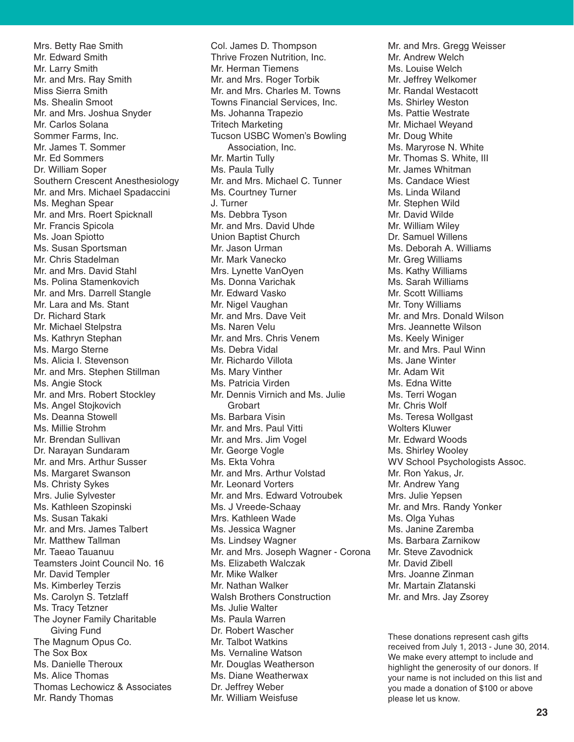Mrs. Betty Rae Smith
Mr. Edward Smith
Mr. Larry Smith
Mr. and Mrs. Ray Smith
Miss Sierra Smith
Ms. Shealin Smoot
Mr. and Mrs. Joshua Snyder
Mr. Carlos Solana
Sommer Farms, Inc.
Mr. James T. Sommer
Mr. Ed Sommers
Dr. William Soper
Southern Crescent Anesthesiology
Mr. and Mrs. Michael Spadaccini
Ms. Meghan Spear
Mr. and Mrs. Roert Spicknall
Mr. Francis Spicola
Ms. Joan Spiotto
Ms. Susan Sportsman
Mr. Chris Stadelman
Mr. and Mrs. David Stahl
Ms. Polina Stamenkovich
Mr. and Mrs. Darrell Stangle
Mr. Lara and Ms. Stant
Dr. Richard Stark
Mr. Michael Stelpstra
Ms. Kathryn Stephan
Ms. Margo Sterne
Ms. Alicia I. Stevenson
Mr. and Mrs. Stephen Stillman
Ms. Angie Stock
Mr. and Mrs. Robert Stockley
Ms. Angel Stojkovich
Ms. Deanna Stowell
Ms. Millie Strohm
Mr. Brendan Sullivan
Dr. Narayan Sundaram
Mr. and Mrs. Arthur Susser
Ms. Margaret Swanson
Ms. Christy Sykes
Mrs. Julie Sylvester
Ms. Kathleen Szopinski
Ms. Susan Takaki
Mr. and Mrs. James Talbert
Mr. Matthew Tallman
Mr. Taeao Tauanuu
Teamsters Joint Council No. 16
Mr. David Templer
Ms. Kimberley Terzis
Ms. Carolyn S. Tetzlaff
Ms. Tracy Tetzner
The Joyner Family Charitable Giving Fund
The Magnum Opus Co.
The Sox Box
Ms. Danielle Theroux
Ms. Alice Thomas
Thomas Lechowicz & Associates
Mr. Randy Thomas
Col. James D. Thompson
Thrive Frozen Nutrition, Inc.
Mr. Herman Tiemens
Mr. and Mrs. Roger Torbik
Mr. and Mrs. Charles M. Towns
Towns Financial Services, Inc.
Ms. Johanna Trapezio
Tritech Marketing
Tucson USBC Women's Bowling Association, Inc.
Mr. Martin Tully
Ms. Paula Tully
Mr. and Mrs. Michael C. Tunner
Ms. Courtney Turner
J. Turner
Ms. Debbra Tyson
Mr. and Mrs. David Uhde
Union Baptist Church
Mr. Jason Urman
Mr. Mark Vanecko
Mrs. Lynette VanOyen
Ms. Donna Varichak
Mr. Edward Vasko
Mr. Nigel Vaughan
Mr. and Mrs. Dave Veit
Ms. Naren Velu
Mr. and Mrs. Chris Venem
Ms. Debra Vidal
Mr. Richardo Villota
Ms. Mary Vinther
Ms. Patricia Virden
Mr. Dennis Virnich and Ms. Julie Grobart
Ms. Barbara Visin
Mr. and Mrs. Paul Vitti
Mr. and Mrs. Jim Vogel
Mr. George Vogle
Ms. Ekta Vohra
Mr. and Mrs. Arthur Volstad
Mr. Leonard Vorters
Mr. and Mrs. Edward Votroubek
Ms. J Vreede-Schaay
Mrs. Kathleen Wade
Ms. Jessica Wagner
Ms. Lindsey Wagner
Mr. and Mrs. Joseph Wagner - Corona
Ms. Elizabeth Walczak
Mr. Mike Walker
Mr. Nathan Walker
Walsh Brothers Construction
Ms. Julie Walter
Ms. Paula Warren
Dr. Robert Wascher
Mr. Talbot Watkins
Ms. Vernaline Watson
Mr. Douglas Weatherson
Ms. Diane Weatherwax
Dr. Jeffrey Weber
Mr. William Weisfuse
Mr. and Mrs. Gregg Weisser
Mr. Andrew Welch
Ms. Louise Welch
Mr. Jeffrey Welkomer
Mr. Randal Westacott
Ms. Shirley Weston
Ms. Pattie Westrate
Mr. Michael Weyand
Mr. Doug White
Ms. Maryrose N. White
Mr. Thomas S. White, III
Mr. James Whitman
Ms. Candace Wiest
Ms. Linda Wiland
Mr. Stephen Wild
Mr. David Wilde
Mr. William Wiley
Dr. Samuel Willens
Ms. Deborah A. Williams
Mr. Greg Williams
Ms. Kathy Williams
Ms. Sarah Williams
Mr. Scott Williams
Mr. Tony Williams
Mr. and Mrs. Donald Wilson
Mrs. Jeannette Wilson
Ms. Keely Winiger
Mr. and Mrs. Paul Winn
Ms. Jane Winter
Mr. Adam Wit
Ms. Edna Witte
Ms. Terri Wogan
Mr. Chris Wolf
Ms. Teresa Wollgast
Wolters Kluwer
Mr. Edward Woods
Ms. Shirley Wooley
WV School Psychologists Assoc.
Mr. Ron Yakus, Jr.
Mr. Andrew Yang
Mrs. Julie Yepsen
Mr. and Mrs. Randy Yonker
Ms. Olga Yuhas
Ms. Janine Zaremba
Ms. Barbara Zarnikow
Mr. Steve Zavodnick
Mr. David Zibell
Mrs. Joanne Zinman
Mr. Martain Zlatanski
Mr. and Mrs. Jay Zsorey

These donations represent cash gifts received from July 1, 2013 - June 30, 2014. We make every attempt to include and highlight the generosity of our donors. If your name is not included on this list and you made a donation of $100 or above please let us know.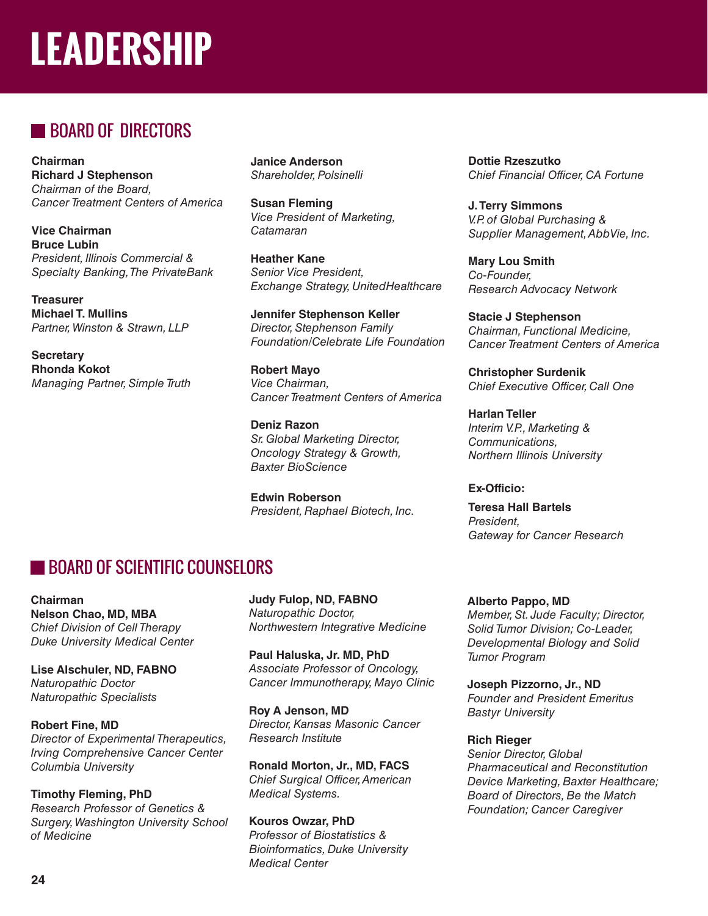# LEADERSHIP

## BOARD OF DIRECTORS

**Chairman**
**Richard J Stephenson**
*Chairman of the Board,*
*Cancer Treatment Centers of America*

**Vice Chairman**
**Bruce Lubin**
*President, Illinois Commercial & Specialty Banking, The PrivateBank*

**Treasurer**
**Michael T. Mullins**
*Partner, Winston & Strawn, LLP*

**Secretary**
**Rhonda Kokot**
*Managing Partner, Simple Truth*

**Janice Anderson**
*Shareholder, Polsinelli*

**Susan Fleming**
*Vice President of Marketing, Catamaran*

**Heather Kane**
*Senior Vice President, Exchange Strategy, UnitedHealthcare*

**Jennifer Stephenson Keller**
*Director, Stephenson Family Foundation/Celebrate Life Foundation*

**Robert Mayo**
*Vice Chairman, Cancer Treatment Centers of America*

**Deniz Razon**
*Sr. Global Marketing Director, Oncology Strategy & Growth, Baxter BioScience*

**Edwin Roberson**
*President, Raphael Biotech, Inc.*

**Dottie Rzeszutko**
*Chief Financial Officer, CA Fortune*

**J. Terry Simmons**
*V.P. of Global Purchasing & Supplier Management, AbbVie, Inc.*

**Mary Lou Smith**
*Co-Founder, Research Advocacy Network*

**Stacie J Stephenson**
*Chairman, Functional Medicine, Cancer Treatment Centers of America*

**Christopher Surdenik**
*Chief Executive Officer, Call One*

**Harlan Teller**
*Interim V.P., Marketing & Communications, Northern Illinois University*

**Ex-Officio:**

**Teresa Hall Bartels**
*President, Gateway for Cancer Research*

## BOARD OF SCIENTIFIC COUNSELORS

**Chairman**
**Nelson Chao, MD, MBA**
*Chief Division of Cell Therapy*
*Duke University Medical Center*

**Lise Alschuler, ND, FABNO**
*Naturopathic Doctor*
*Naturopathic Specialists*

**Robert Fine, MD**
*Director of Experimental Therapeutics, Irving Comprehensive Cancer Center Columbia University*

**Timothy Fleming, PhD**
*Research Professor of Genetics & Surgery, Washington University School of Medicine*

**Judy Fulop, ND, FABNO**
*Naturopathic Doctor, Northwestern Integrative Medicine*

**Paul Haluska, Jr. MD, PhD**
*Associate Professor of Oncology, Cancer Immunotherapy, Mayo Clinic*

**Roy A Jenson, MD**
*Director, Kansas Masonic Cancer Research Institute*

**Ronald Morton, Jr., MD, FACS**
*Chief Surgical Officer, American Medical Systems.*

**Kouros Owzar, PhD**
*Professor of Biostatistics & Bioinformatics, Duke University Medical Center*

**Alberto Pappo, MD**
*Member, St. Jude Faculty; Director, Solid Tumor Division; Co-Leader, Developmental Biology and Solid Tumor Program*

**Joseph Pizzorno, Jr., ND**
*Founder and President Emeritus*
*Bastyr University*

**Rich Rieger**
*Senior Director, Global Pharmaceutical and Reconstitution Device Marketing, Baxter Healthcare; Board of Directors, Be the Match Foundation; Cancer Caregiver*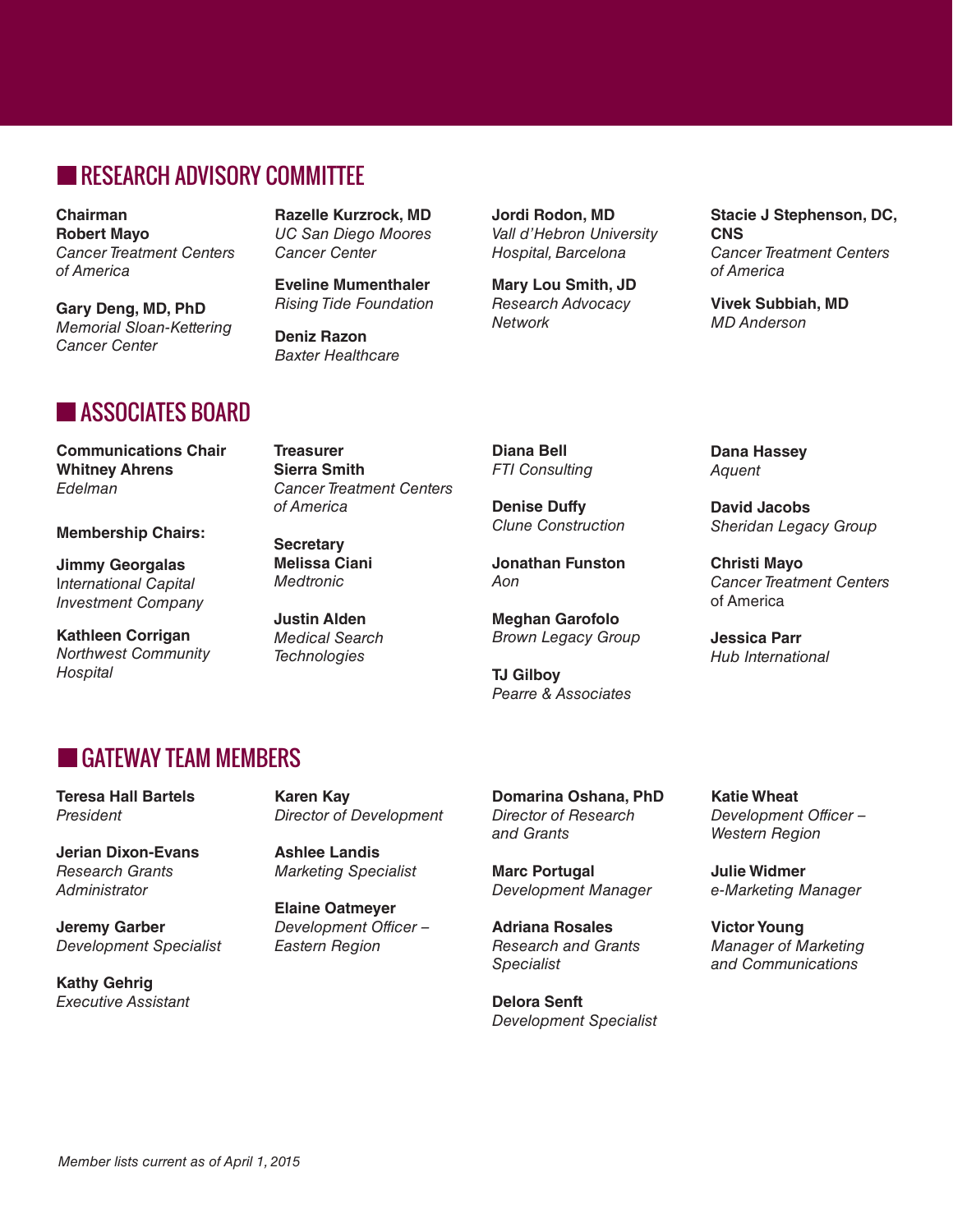## RESEARCH ADVISORY COMMITTEE

**Chairman**
**Robert Mayo**
*Cancer Treatment Centers of America*

**Gary Deng, MD, PhD**
*Memorial Sloan-Kettering Cancer Center*

**Razelle Kurzrock, MD**
*UC San Diego Moores Cancer Center*

**Eveline Mumenthaler**
*Rising Tide Foundation*

**Deniz Razon**
*Baxter Healthcare*

**Jordi Rodon, MD**
*Vall d'Hebron University Hospital, Barcelona*

**Mary Lou Smith, JD**
*Research Advocacy Network*

**Stacie J Stephenson, DC, CNS**
*Cancer Treatment Centers of America*

**Vivek Subbiah, MD**
*MD Anderson*

## ASSOCIATES BOARD

**Communications Chair**
**Whitney Ahrens**
*Edelman*

**Membership Chairs:**

**Jimmy Georgalas**
*International Capital Investment Company*

**Kathleen Corrigan**
*Northwest Community Hospital*

**Treasurer**
**Sierra Smith**
*Cancer Treatment Centers of America*

**Secretary**
**Melissa Ciani**
*Medtronic*

**Justin Alden**
*Medical Search Technologies*

**Diana Bell**
*FTI Consulting*

**Denise Duffy**
*Clune Construction*

**Jonathan Funston**
*Aon*

**Meghan Garofolo**
*Brown Legacy Group*

**TJ Gilboy**
*Pearre & Associates*

**Dana Hassey**
*Aquent*

**David Jacobs**
*Sheridan Legacy Group*

**Christi Mayo**
*Cancer Treatment Centers* of America

**Jessica Parr**
*Hub International*

## GATEWAY TEAM MEMBERS

**Teresa Hall Bartels**
*President*

**Jerian Dixon-Evans**
*Research Grants Administrator*

**Jeremy Garber**
*Development Specialist*

**Kathy Gehrig**
*Executive Assistant*

**Karen Kay**
*Director of Development*

**Ashlee Landis**
*Marketing Specialist*

**Elaine Oatmeyer**
*Development Officer – Eastern Region*

**Domarina Oshana, PhD**
*Director of Research and Grants*

**Marc Portugal**
*Development Manager*

**Adriana Rosales**
*Research and Grants Specialist*

**Delora Senft**
*Development Specialist*

**Katie Wheat**
*Development Officer – Western Region*

**Julie Widmer**
*e-Marketing Manager*

**Victor Young**
*Manager of Marketing and Communications*

*Member lists current as of April 1, 2015*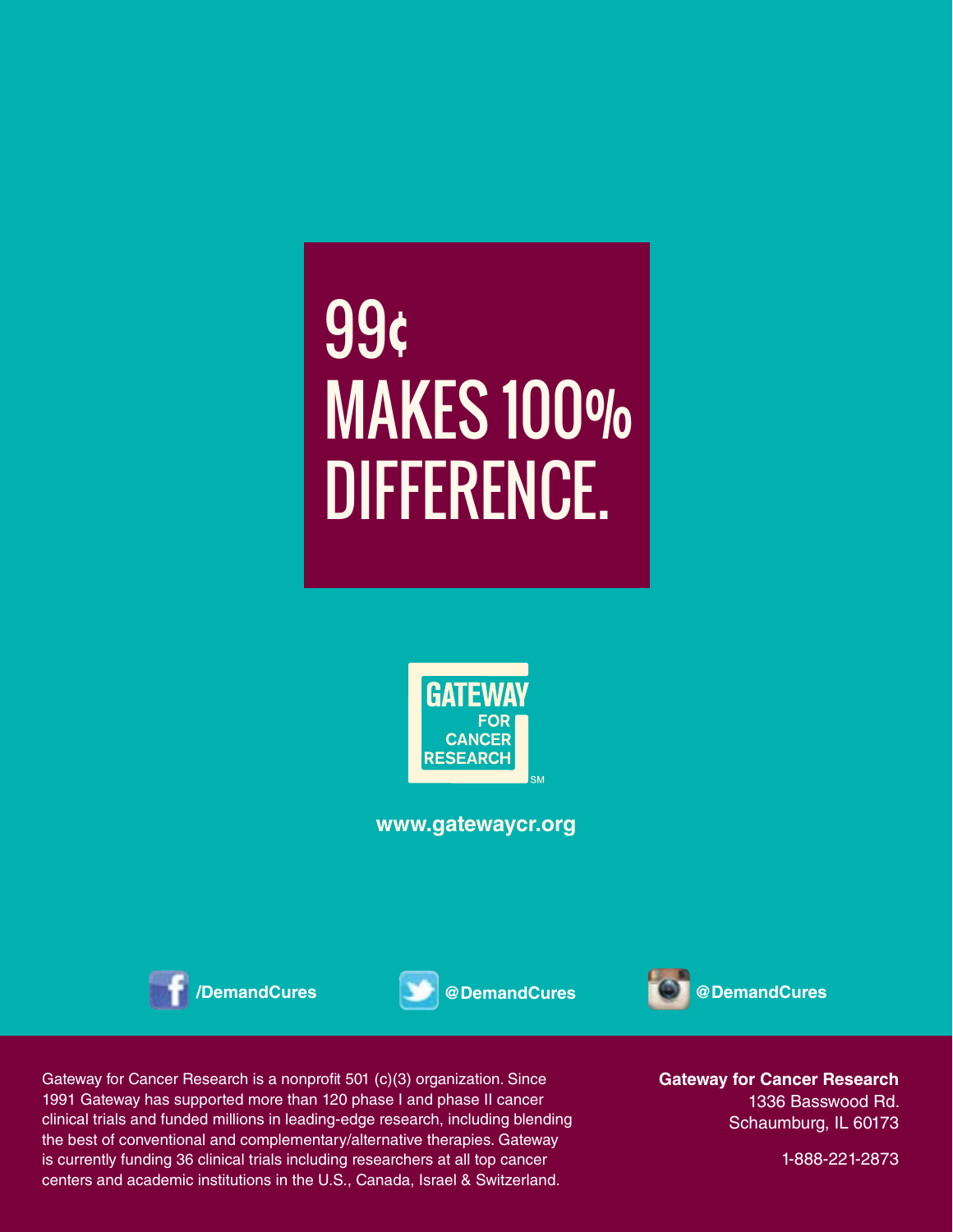# 99¢ MAKES 100% DIFFERENCE.

GATEWAY FOR CANCER RESEARCH[SM]

**www.gatewaycr.org**

**/DemandCures** **@DemandCures** **@DemandCures**

Gateway for Cancer Research is a nonprofit 501 (c)(3) organization. Since 1991 Gateway has supported more than 120 phase I and phase II cancer clinical trials and funded millions in leading-edge research, including blending the best of conventional and complementary/alternative therapies. Gateway is currently funding 36 clinical trials including researchers at all top cancer centers and academic institutions in the U.S., Canada, Israel & Switzerland.

**Gateway for Cancer Research**
1336 Basswood Rd.
Schaumburg, IL 60173

1-888-221-2873